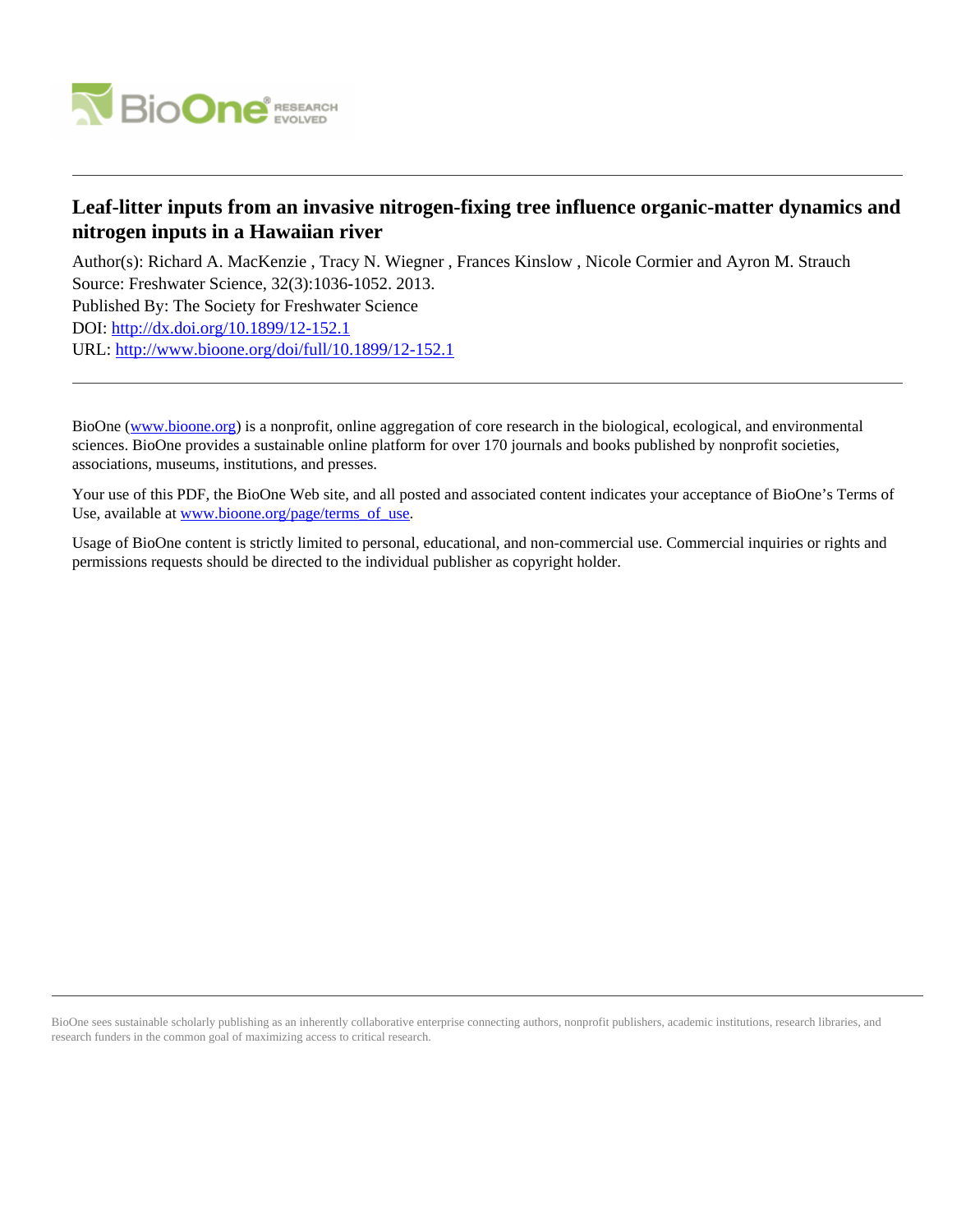# Leaf-litter inputs from an invasive nitrogen-fixing tree influence organic-matter dynamics and nitrogen inputs in a Hawaiian river

Author(s): Richard A. MacKenzie , Tracy N. Wiegner , Frances Kinslow , Nicole Cormier and Ayron M. Strauch
Source: Freshwater Science, 32(3):1036-1052. 2013.
Published By: The Society for Freshwater Science
DOI: http://dx.doi.org/10.1899/12-152.1
URL: http://www.bioone.org/doi/full/10.1899/12-152.1

BioOne (www.bioone.org) is a nonprofit, online aggregation of core research in the biological, ecological, and environmental sciences. BioOne provides a sustainable online platform for over 170 journals and books published by nonprofit societies, associations, museums, institutions, and presses.

Your use of this PDF, the BioOne Web site, and all posted and associated content indicates your acceptance of BioOne's Terms of Use, available at www.bioone.org/page/terms_of_use.

Usage of BioOne content is strictly limited to personal, educational, and non-commercial use. Commercial inquiries or rights and permissions requests should be directed to the individual publisher as copyright holder.

BioOne sees sustainable scholarly publishing as an inherently collaborative enterprise connecting authors, nonprofit publishers, academic institutions, research libraries, and research funders in the common goal of maximizing access to critical research.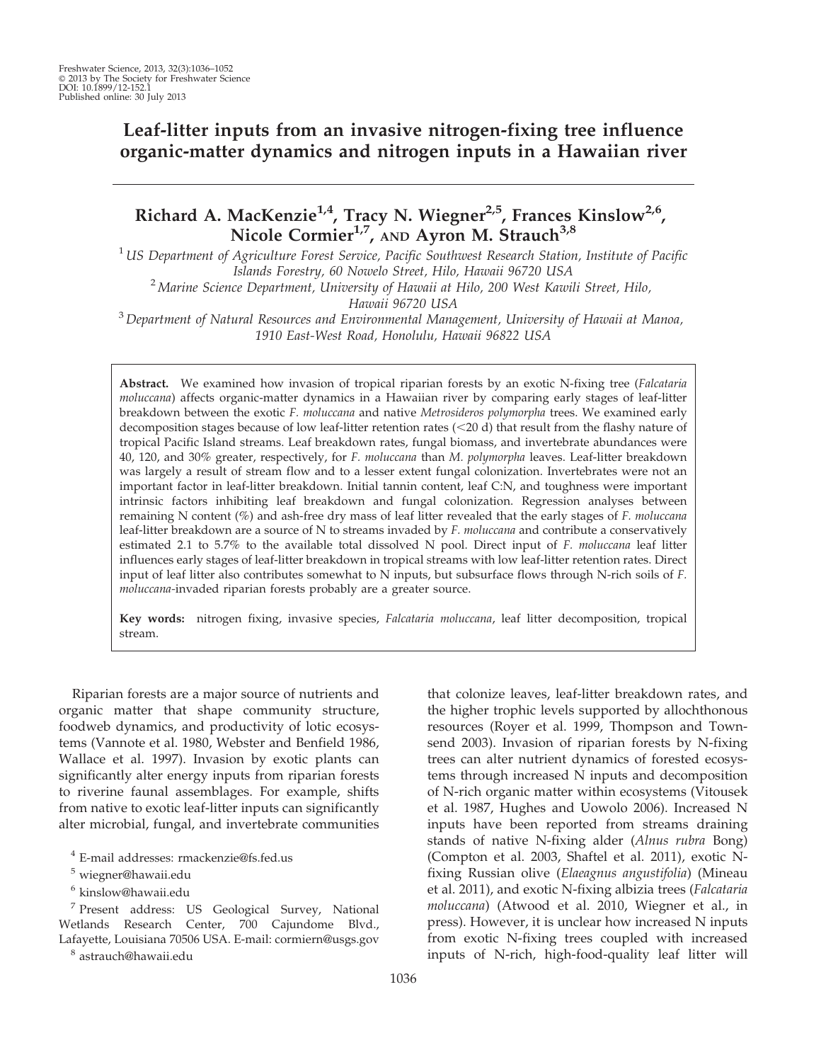# Leaf-litter inputs from an invasive nitrogen-fixing tree influence organic-matter dynamics and nitrogen inputs in a Hawaiian river

**Richard A. MacKenzie[1,4], Tracy N. Wiegner[2,5], Frances Kinslow[2,6], Nicole Cormier[1,7], AND Ayron M. Strauch[3,8]**

[1] *US Department of Agriculture Forest Service, Pacific Southwest Research Station, Institute of Pacific Islands Forestry, 60 Nowelo Street, Hilo, Hawaii 96720 USA*

[2] *Marine Science Department, University of Hawaii at Hilo, 200 West Kawili Street, Hilo, Hawaii 96720 USA*

[3] *Department of Natural Resources and Environmental Management, University of Hawaii at Manoa, 1910 East-West Road, Honolulu, Hawaii 96822 USA*

**Abstract.** We examined how invasion of tropical riparian forests by an exotic N-fixing tree (*Falcataria moluccana*) affects organic-matter dynamics in a Hawaiian river by comparing early stages of leaf-litter breakdown between the exotic *F. moluccana* and native *Metrosideros polymorpha* trees. We examined early decomposition stages because of low leaf-litter retention rates (<20 d) that result from the flashy nature of tropical Pacific Island streams. Leaf breakdown rates, fungal biomass, and invertebrate abundances were 40, 120, and 30% greater, respectively, for *F. moluccana* than *M. polymorpha* leaves. Leaf-litter breakdown was largely a result of stream flow and to a lesser extent fungal colonization. Invertebrates were not an important factor in leaf-litter breakdown. Initial tannin content, leaf C:N, and toughness were important intrinsic factors inhibiting leaf breakdown and fungal colonization. Regression analyses between remaining N content (%) and ash-free dry mass of leaf litter revealed that the early stages of *F. moluccana* leaf-litter breakdown are a source of N to streams invaded by *F. moluccana* and contribute a conservatively estimated 2.1 to 5.7% to the available total dissolved N pool. Direct input of *F. moluccana* leaf litter influences early stages of leaf-litter breakdown in tropical streams with low leaf-litter retention rates. Direct input of leaf litter also contributes somewhat to N inputs, but subsurface flows through N-rich soils of *F. moluccana*-invaded riparian forests probably are a greater source.

**Key words:** nitrogen fixing, invasive species, *Falcataria moluccana*, leaf litter decomposition, tropical stream.

Riparian forests are a major source of nutrients and organic matter that shape community structure, foodweb dynamics, and productivity of lotic ecosystems (Vannote et al. 1980, Webster and Benfield 1986, Wallace et al. 1997). Invasion by exotic plants can significantly alter energy inputs from riparian forests to riverine faunal assemblages. For example, shifts from native to exotic leaf-litter inputs can significantly alter microbial, fungal, and invertebrate communities that colonize leaves, leaf-litter breakdown rates, and the higher trophic levels supported by allochthonous resources (Royer et al. 1999, Thompson and Townsend 2003). Invasion of riparian forests by N-fixing trees can alter nutrient dynamics of forested ecosystems through increased N inputs and decomposition of N-rich organic matter within ecosystems (Vitousek et al. 1987, Hughes and Uowolo 2006). Increased N inputs have been reported from streams draining stands of native N-fixing alder (*Alnus rubra* Bong) (Compton et al. 2003, Shaftel et al. 2011), exotic N-fixing Russian olive (*Elaeagnus angustifolia*) (Mineau et al. 2011), and exotic N-fixing albizia trees (*Falcataria moluccana*) (Atwood et al. 2010, Wiegner et al., in press). However, it is unclear how increased N inputs from exotic N-fixing trees coupled with increased inputs of N-rich, high-food-quality leaf litter will

[4] E-mail addresses: rmackenzie@fs.fed.us

[5] wiegner@hawaii.edu

[6] kinslow@hawaii.edu

[7] Present address: US Geological Survey, National Wetlands Research Center, 700 Cajundome Blvd., Lafayette, Louisiana 70506 USA. E-mail: cormiern@usgs.gov

[8] astrauch@hawaii.edu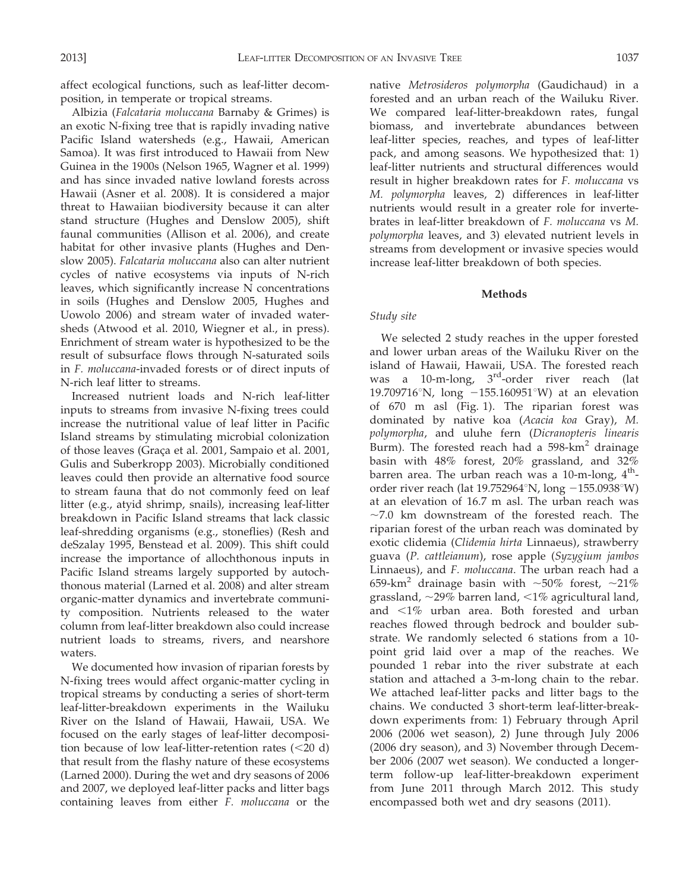affect ecological functions, such as leaf-litter decomposition, in temperate or tropical streams.

Albizia (*Falcataria moluccana* Barnaby & Grimes) is an exotic N-fixing tree that is rapidly invading native Pacific Island watersheds (e.g., Hawaii, American Samoa). It was first introduced to Hawaii from New Guinea in the 1900s (Nelson 1965, Wagner et al. 1999) and has since invaded native lowland forests across Hawaii (Asner et al. 2008). It is considered a major threat to Hawaiian biodiversity because it can alter stand structure (Hughes and Denslow 2005), shift faunal communities (Allison et al. 2006), and create habitat for other invasive plants (Hughes and Denslow 2005). *Falcataria moluccana* also can alter nutrient cycles of native ecosystems via inputs of N-rich leaves, which significantly increase N concentrations in soils (Hughes and Denslow 2005, Hughes and Uowolo 2006) and stream water of invaded watersheds (Atwood et al. 2010, Wiegner et al., in press). Enrichment of stream water is hypothesized to be the result of subsurface flows through N-saturated soils in *F. moluccana*-invaded forests or of direct inputs of N-rich leaf litter to streams.

Increased nutrient loads and N-rich leaf-litter inputs to streams from invasive N-fixing trees could increase the nutritional value of leaf litter in Pacific Island streams by stimulating microbial colonization of those leaves (Graça et al. 2001, Sampaio et al. 2001, Gulis and Suberkropp 2003). Microbially conditioned leaves could then provide an alternative food source to stream fauna that do not commonly feed on leaf litter (e.g., atyid shrimp, snails), increasing leaf-litter breakdown in Pacific Island streams that lack classic leaf-shredding organisms (e.g., stoneflies) (Resh and deSzalay 1995, Benstead et al. 2009). This shift could increase the importance of allochthonous inputs in Pacific Island streams largely supported by autochthonous material (Larned et al. 2008) and alter stream organic-matter dynamics and invertebrate community composition. Nutrients released to the water column from leaf-litter breakdown also could increase nutrient loads to streams, rivers, and nearshore waters.

We documented how invasion of riparian forests by N-fixing trees would affect organic-matter cycling in tropical streams by conducting a series of short-term leaf-litter-breakdown experiments in the Wailuku River on the Island of Hawaii, Hawaii, USA. We focused on the early stages of leaf-litter decomposition because of low leaf-litter-retention rates (<20 d) that result from the flashy nature of these ecosystems (Larned 2000). During the wet and dry seasons of 2006 and 2007, we deployed leaf-litter packs and litter bags containing leaves from either *F. moluccana* or the native *Metrosideros polymorpha* (Gaudichaud) in a forested and an urban reach of the Wailuku River. We compared leaf-litter-breakdown rates, fungal biomass, and invertebrate abundances between leaf-litter species, reaches, and types of leaf-litter pack, and among seasons. We hypothesized that: 1) leaf-litter nutrients and structural differences would result in higher breakdown rates for *F. moluccana* vs *M. polymorpha* leaves, 2) differences in leaf-litter nutrients would result in a greater role for invertebrates in leaf-litter breakdown of *F. moluccana* vs *M. polymorpha* leaves, and 3) elevated nutrient levels in streams from development or invasive species would increase leaf-litter breakdown of both species.

## Methods

### *Study site*

We selected 2 study reaches in the upper forested and lower urban areas of the Wailuku River on the island of Hawaii, Hawaii, USA. The forested reach was a 10-m-long, 3rd-order river reach (lat 19.709716°N, long −155.160951°W) at an elevation of 670 m asl (Fig. 1). The riparian forest was dominated by native koa (*Acacia koa* Gray), *M. polymorpha*, and uluhe fern (*Dicranopteris linearis* Burm). The forested reach had a 598-km$^2$ drainage basin with 48% forest, 20% grassland, and 32% barren area. The urban reach was a 10-m-long, 4th-order river reach (lat 19.752964°N, long −155.0938°W) at an elevation of 16.7 m asl. The urban reach was ~7.0 km downstream of the forested reach. The riparian forest of the urban reach was dominated by exotic clidemia (*Clidemia hirta* Linnaeus), strawberry guava (*P. cattleianum*), rose apple (*Syzygium jambos* Linnaeus), and *F. moluccana*. The urban reach had a 659-km$^2$ drainage basin with ~50% forest, ~21% grassland, ~29% barren land, <1% agricultural land, and <1% urban area. Both forested and urban reaches flowed through bedrock and boulder substrate. We randomly selected 6 stations from a 10-point grid laid over a map of the reaches. We pounded 1 rebar into the river substrate at each station and attached a 3-m-long chain to the rebar. We attached leaf-litter packs and litter bags to the chains. We conducted 3 short-term leaf-litter-breakdown experiments from: 1) February through April 2006 (2006 wet season), 2) June through July 2006 (2006 dry season), and 3) November through December 2006 (2007 wet season). We conducted a longer-term follow-up leaf-litter-breakdown experiment from June 2011 through March 2012. This study encompassed both wet and dry seasons (2011).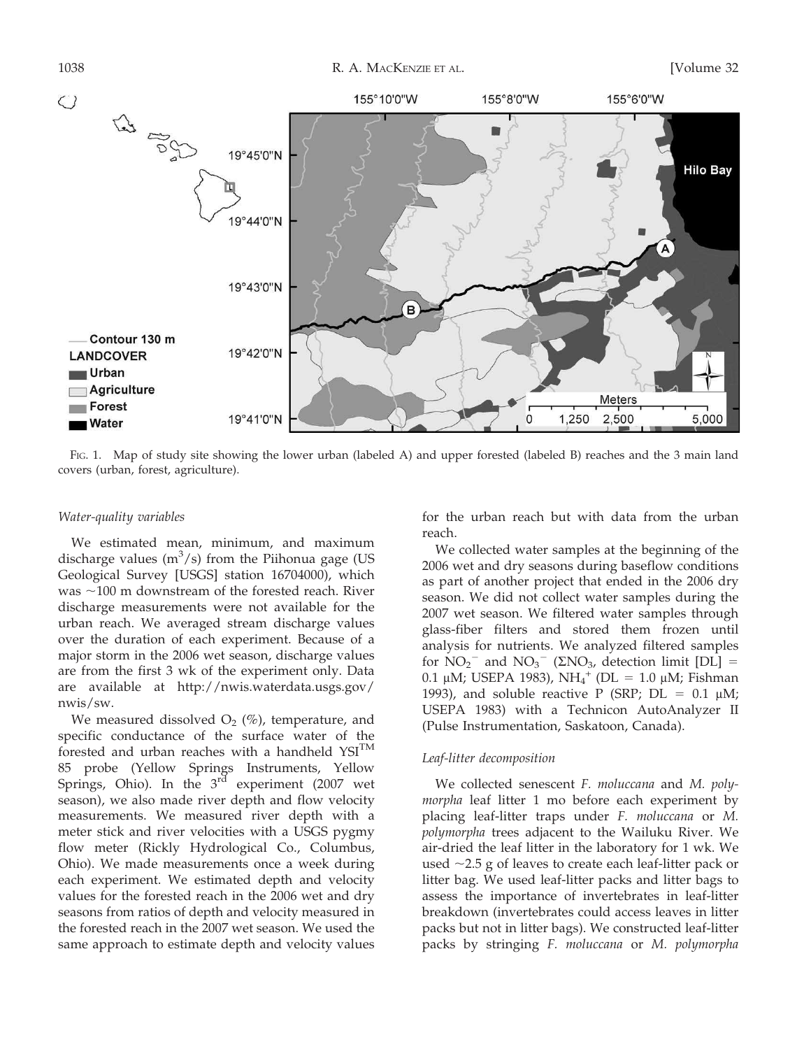FIG. 1. Map of study site showing the lower urban (labeled A) and upper forested (labeled B) reaches and the 3 main land covers (urban, forest, agriculture).

#### Water-quality variables

We estimated mean, minimum, and maximum discharge values ($m^3/s$) from the Piihonua gage (US Geological Survey [USGS] station 16704000), which was ~100 m downstream of the forested reach. River discharge measurements were not available for the urban reach. We averaged stream discharge values over the duration of each experiment. Because of a major storm in the 2006 wet season, discharge values are from the first 3 wk of the experiment only. Data are available at http://nwis.waterdata.usgs.gov/nwis/sw.

We measured dissolved $O_2$ (%), temperature, and specific conductance of the surface water of the forested and urban reaches with a handheld YSI™ 85 probe (Yellow Springs Instruments, Yellow Springs, Ohio). In the 3rd experiment (2007 wet season), we also made river depth and flow velocity measurements. We measured river depth with a meter stick and river velocities with a USGS pygmy flow meter (Rickly Hydrological Co., Columbus, Ohio). We made measurements once a week during each experiment. We estimated depth and velocity values for the forested reach in the 2006 wet and dry seasons from ratios of depth and velocity measured in the forested reach in the 2007 wet season. We used the same approach to estimate depth and velocity values for the urban reach but with data from the urban reach.

We collected water samples at the beginning of the 2006 wet and dry seasons during baseflow conditions as part of another project that ended in the 2006 dry season. We did not collect water samples during the 2007 wet season. We filtered water samples through glass-fiber filters and stored them frozen until analysis for nutrients. We analyzed filtered samples for $NO_2^-$ and $NO_3^-$ ($\Sigma NO_3$, detection limit [DL] = 0.1 μM; USEPA 1983), $NH_4^+$ (DL = 1.0 μM; Fishman 1993), and soluble reactive P (SRP; DL = 0.1 μM; USEPA 1983) with a Technicon AutoAnalyzer II (Pulse Instrumentation, Saskatoon, Canada).

#### Leaf-litter decomposition

We collected senescent *F. moluccana* and *M. polymorpha* leaf litter 1 mo before each experiment by placing leaf-litter traps under *F. moluccana* or *M. polymorpha* trees adjacent to the Wailuku River. We air-dried the leaf litter in the laboratory for 1 wk. We used ~2.5 g of leaves to create each leaf-litter pack or litter bag. We used leaf-litter packs and litter bags to assess the importance of invertebrates in leaf-litter breakdown (invertebrates could access leaves in litter packs but not in litter bags). We constructed leaf-litter packs by stringing *F. moluccana* or *M. polymorpha*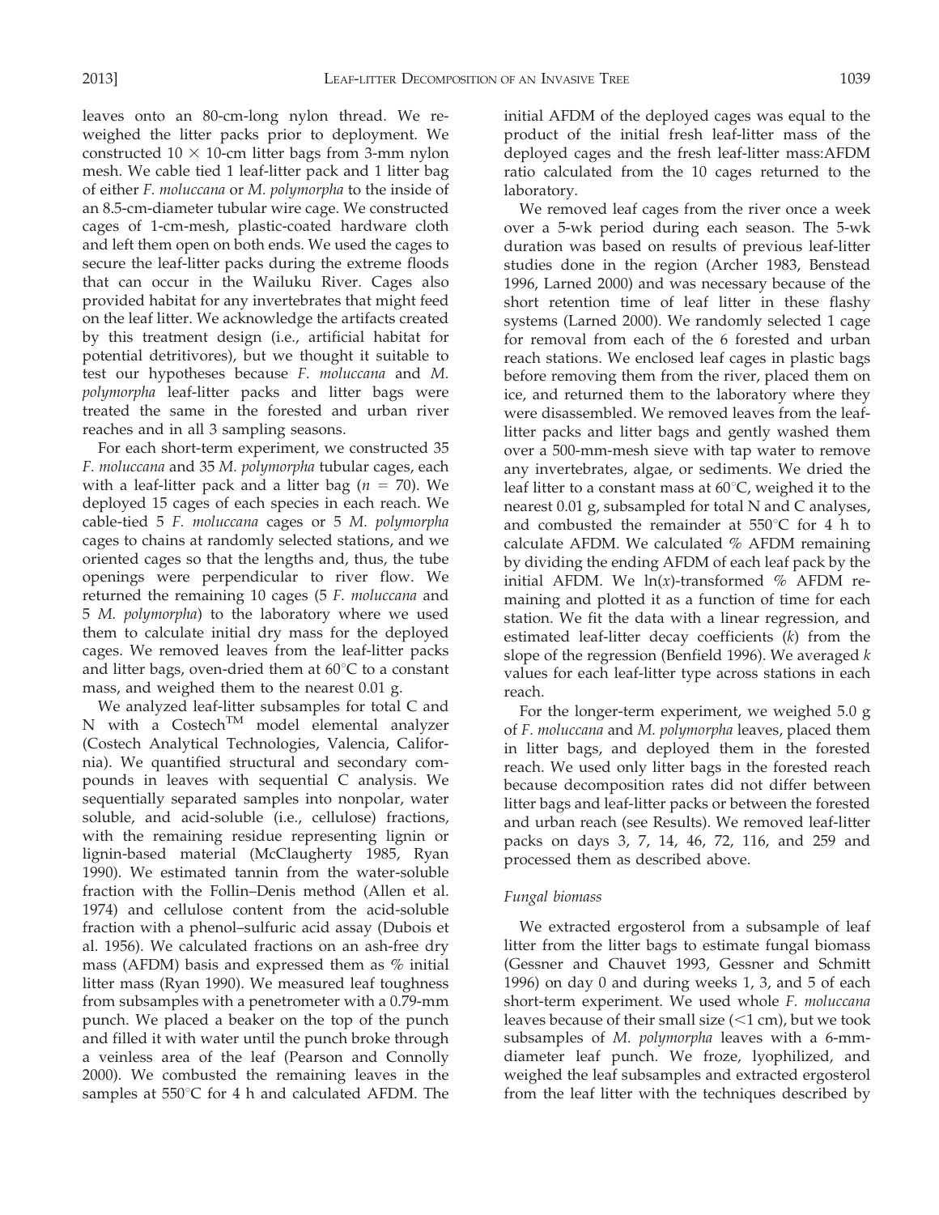leaves onto an 80-cm-long nylon thread. We reweighed the litter packs prior to deployment. We constructed $10 \times 10$-cm litter bags from 3-mm nylon mesh. We cable tied 1 leaf-litter pack and 1 litter bag of either *F. moluccana* or *M. polymorpha* to the inside of an 8.5-cm-diameter tubular wire cage. We constructed cages of 1-cm-mesh, plastic-coated hardware cloth and left them open on both ends. We used the cages to secure the leaf-litter packs during the extreme floods that can occur in the Wailuku River. Cages also provided habitat for any invertebrates that might feed on the leaf litter. We acknowledge the artifacts created by this treatment design (i.e., artificial habitat for potential detritivores), but we thought it suitable to test our hypotheses because *F. moluccana* and *M. polymorpha* leaf-litter packs and litter bags were treated the same in the forested and urban river reaches and in all 3 sampling seasons.

For each short-term experiment, we constructed 35 *F. moluccana* and 35 *M. polymorpha* tubular cages, each with a leaf-litter pack and a litter bag ($n = 70$). We deployed 15 cages of each species in each reach. We cable-tied 5 *F. moluccana* cages or 5 *M. polymorpha* cages to chains at randomly selected stations, and we oriented cages so that the lengths and, thus, the tube openings were perpendicular to river flow. We returned the remaining 10 cages (5 *F. moluccana* and 5 *M. polymorpha*) to the laboratory where we used them to calculate initial dry mass for the deployed cages. We removed leaves from the leaf-litter packs and litter bags, oven-dried them at 60°C to a constant mass, and weighed them to the nearest 0.01 g.

We analyzed leaf-litter subsamples for total C and N with a Costech™ model elemental analyzer (Costech Analytical Technologies, Valencia, California). We quantified structural and secondary compounds in leaves with sequential C analysis. We sequentially separated samples into nonpolar, water soluble, and acid-soluble (i.e., cellulose) fractions, with the remaining residue representing lignin or lignin-based material (McClaugherty 1985, Ryan 1990). We estimated tannin from the water-soluble fraction with the Follin–Denis method (Allen et al. 1974) and cellulose content from the acid-soluble fraction with a phenol–sulfuric acid assay (Dubois et al. 1956). We calculated fractions on an ash-free dry mass (AFDM) basis and expressed them as % initial litter mass (Ryan 1990). We measured leaf toughness from subsamples with a penetrometer with a 0.79-mm punch. We placed a beaker on the top of the punch and filled it with water until the punch broke through a veinless area of the leaf (Pearson and Connolly 2000). We combusted the remaining leaves in the samples at 550°C for 4 h and calculated AFDM. The initial AFDM of the deployed cages was equal to the product of the initial fresh leaf-litter mass of the deployed cages and the fresh leaf-litter mass:AFDM ratio calculated from the 10 cages returned to the laboratory.

We removed leaf cages from the river once a week over a 5-wk period during each season. The 5-wk duration was based on results of previous leaf-litter studies done in the region (Archer 1983, Benstead 1996, Larned 2000) and was necessary because of the short retention time of leaf litter in these flashy systems (Larned 2000). We randomly selected 1 cage for removal from each of the 6 forested and urban reach stations. We enclosed leaf cages in plastic bags before removing them from the river, placed them on ice, and returned them to the laboratory where they were disassembled. We removed leaves from the leaf-litter packs and litter bags and gently washed them over a 500-mm-mesh sieve with tap water to remove any invertebrates, algae, or sediments. We dried the leaf litter to a constant mass at 60°C, weighed it to the nearest 0.01 g, subsampled for total N and C analyses, and combusted the remainder at 550°C for 4 h to calculate AFDM. We calculated % AFDM remaining by dividing the ending AFDM of each leaf pack by the initial AFDM. We $\ln(x)$-transformed % AFDM remaining and plotted it as a function of time for each station. We fit the data with a linear regression, and estimated leaf-litter decay coefficients ($k$) from the slope of the regression (Benfield 1996). We averaged $k$ values for each leaf-litter type across stations in each reach.

For the longer-term experiment, we weighed 5.0 g of *F. moluccana* and *M. polymorpha* leaves, placed them in litter bags, and deployed them in the forested reach. We used only litter bags in the forested reach because decomposition rates did not differ between litter bags and leaf-litter packs or between the forested and urban reach (see Results). We removed leaf-litter packs on days 3, 7, 14, 46, 72, 116, and 259 and processed them as described above.

### *Fungal biomass*

We extracted ergosterol from a subsample of leaf litter from the litter bags to estimate fungal biomass (Gessner and Chauvet 1993, Gessner and Schmitt 1996) on day 0 and during weeks 1, 3, and 5 of each short-term experiment. We used whole *F. moluccana* leaves because of their small size (<1 cm), but we took subsamples of *M. polymorpha* leaves with a 6-mm-diameter leaf punch. We froze, lyophilized, and weighed the leaf subsamples and extracted ergosterol from the leaf litter with the techniques described by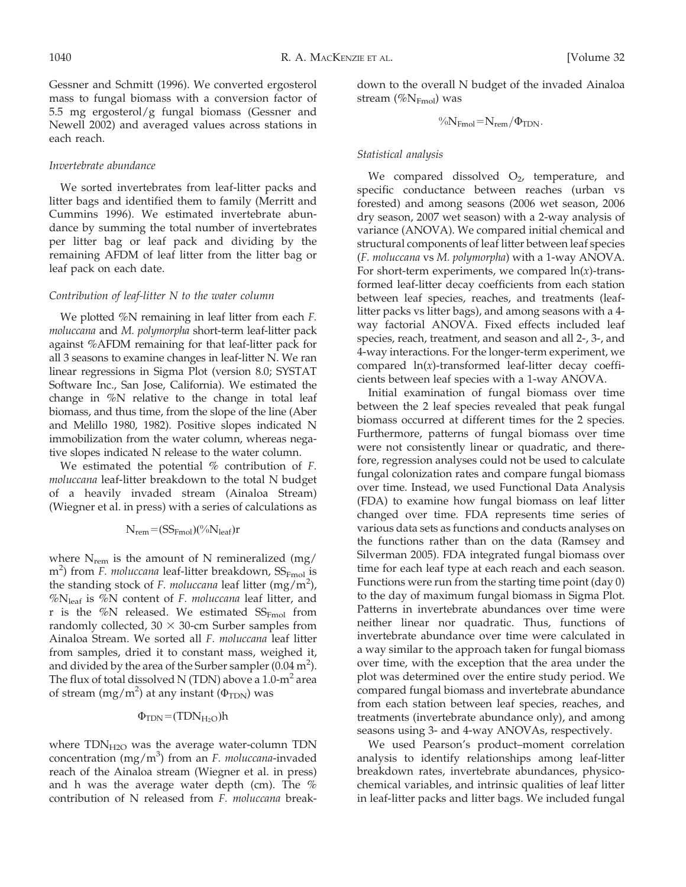Gessner and Schmitt (1996). We converted ergosterol mass to fungal biomass with a conversion factor of 5.5 mg ergosterol/g fungal biomass (Gessner and Newell 2002) and averaged values across stations in each reach.

### *Invertebrate abundance*

We sorted invertebrates from leaf-litter packs and litter bags and identified them to family (Merritt and Cummins 1996). We estimated invertebrate abundance by summing the total number of invertebrates per litter bag or leaf pack and dividing by the remaining AFDM of leaf litter from the litter bag or leaf pack on each date.

### *Contribution of leaf-litter N to the water column*

We plotted %N remaining in leaf litter from each *F. moluccana* and *M. polymorpha* short-term leaf-litter pack against %AFDM remaining for that leaf-litter pack for all 3 seasons to examine changes in leaf-litter N. We ran linear regressions in Sigma Plot (version 8.0; SYSTAT Software Inc., San Jose, California). We estimated the change in %N relative to the change in total leaf biomass, and thus time, from the slope of the line (Aber and Melillo 1980, 1982). Positive slopes indicated N immobilization from the water column, whereas negative slopes indicated N release to the water column.

We estimated the potential % contribution of *F. moluccana* leaf-litter breakdown to the total N budget of a heavily invaded stream (Ainaloa Stream) (Wiegner et al. in press) with a series of calculations as

$$N_{rem} = (SS_{Fmol})(\%N_{leaf})r$$

where $N_{rem}$ is the amount of N remineralized (mg/m$^2$) from *F. moluccana* leaf-litter breakdown, $SS_{Fmol}$ is the standing stock of *F. moluccana* leaf litter (mg/m$^2$), $\%N_{leaf}$ is %N content of *F. moluccana* leaf litter, and r is the %N released. We estimated $SS_{Fmol}$ from randomly collected, 30 × 30-cm Surber samples from Ainaloa Stream. We sorted all *F. moluccana* leaf litter from samples, dried it to constant mass, weighed it, and divided by the area of the Surber sampler (0.04 m$^2$). The flux of total dissolved N (TDN) above a 1.0-m$^2$ area of stream (mg/m$^2$) at any instant ($\Phi_{TDN}$) was

$$\Phi_{TDN} = (TDN_{H_2O})h$$

where $TDN_{H_2O}$ was the average water-column TDN concentration (mg/m$^3$) from an *F. moluccana*-invaded reach of the Ainaloa stream (Wiegner et al. in press) and h was the average water depth (cm). The % contribution of N released from *F. moluccana* breakdown to the overall N budget of the invaded Ainaloa stream ($\%N_{Fmol}$) was

$$\%N_{Fmol} = N_{rem}/\Phi_{TDN}.$$

### *Statistical analysis*

We compared dissolved $O_2$, temperature, and specific conductance between reaches (urban vs forested) and among seasons (2006 wet season, 2006 dry season, 2007 wet season) with a 2-way analysis of variance (ANOVA). We compared initial chemical and structural components of leaf litter between leaf species (*F. moluccana* vs *M. polymorpha*) with a 1-way ANOVA. For short-term experiments, we compared ln($x$)-transformed leaf-litter decay coefficients from each station between leaf species, reaches, and treatments (leaf-litter packs vs litter bags), and among seasons with a 4-way factorial ANOVA. Fixed effects included leaf species, reach, treatment, and season and all 2-, 3-, and 4-way interactions. For the longer-term experiment, we compared ln($x$)-transformed leaf-litter decay coefficients between leaf species with a 1-way ANOVA.

Initial examination of fungal biomass over time between the 2 leaf species revealed that peak fungal biomass occurred at different times for the 2 species. Furthermore, patterns of fungal biomass over time were not consistently linear or quadratic, and therefore, regression analyses could not be used to calculate fungal colonization rates and compare fungal biomass over time. Instead, we used Functional Data Analysis (FDA) to examine how fungal biomass on leaf litter changed over time. FDA represents time series of various data sets as functions and conducts analyses on the functions rather than on the data (Ramsey and Silverman 2005). FDA integrated fungal biomass over time for each leaf type at each reach and each season. Functions were run from the starting time point (day 0) to the day of maximum fungal biomass in Sigma Plot. Patterns in invertebrate abundances over time were neither linear nor quadratic. Thus, functions of invertebrate abundance over time were calculated in a way similar to the approach taken for fungal biomass over time, with the exception that the area under the plot was determined over the entire study period. We compared fungal biomass and invertebrate abundance from each station between leaf species, reaches, and treatments (invertebrate abundance only), and among seasons using 3- and 4-way ANOVAs, respectively.

We used Pearson's product–moment correlation analysis to identify relationships among leaf-litter breakdown rates, invertebrate abundances, physicochemical variables, and intrinsic qualities of leaf litter in leaf-litter packs and litter bags. We included fungal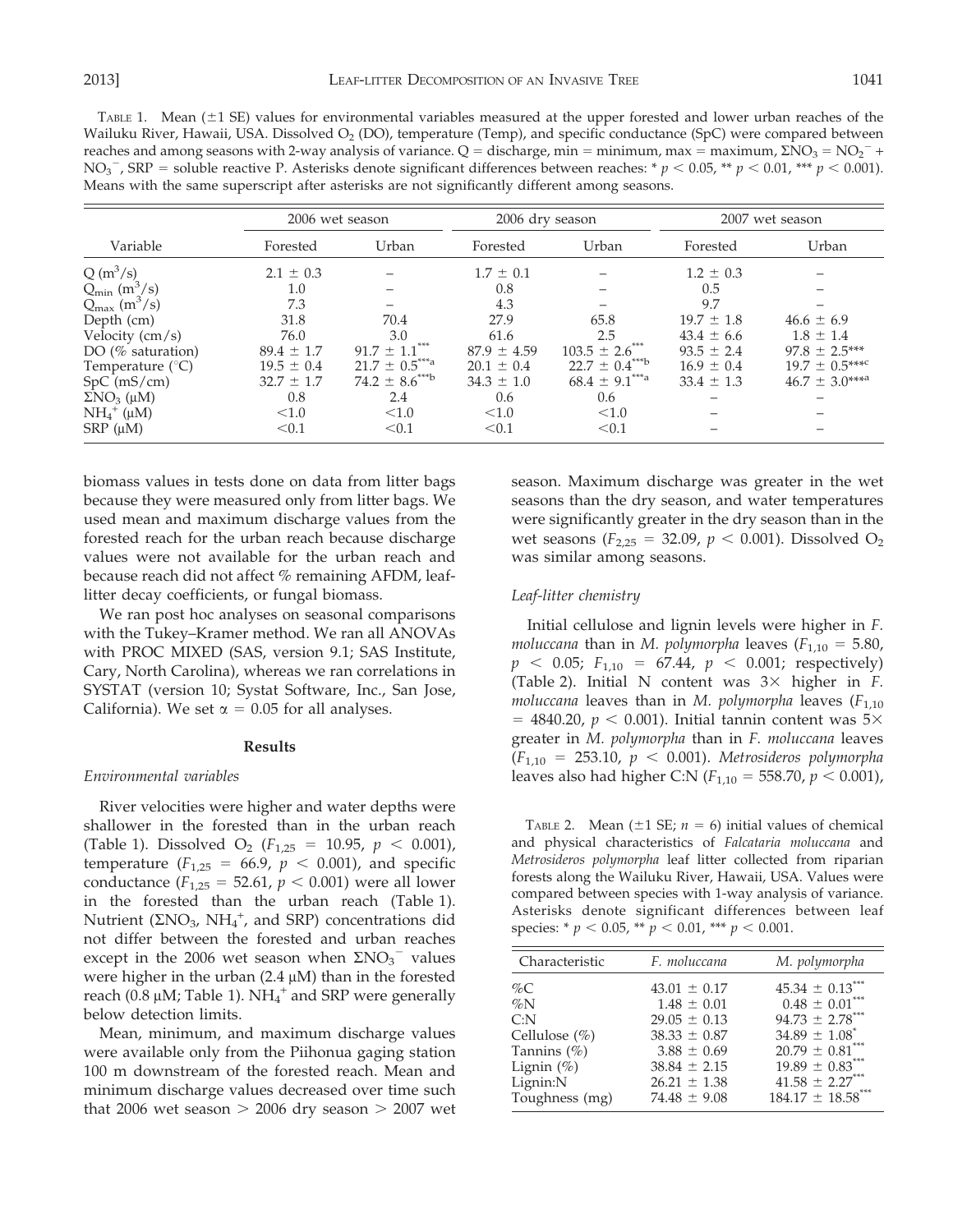TABLE 1. Mean (±1 SE) values for environmental variables measured at the upper forested and lower urban reaches of the Wailuku River, Hawaii, USA. Dissolved $O_2$ (DO), temperature (Temp), and specific conductance (SpC) were compared between reaches and among seasons with 2-way analysis of variance. Q = discharge, min = minimum, max = maximum, $\Sigma NO_3 = NO_2^- + NO_3^-$, SRP = soluble reactive P. Asterisks denote significant differences between reaches: * $p < 0.05$, ** $p < 0.01$, *** $p < 0.001$. Means with the same superscript after asterisks are not significantly different among seasons.

| Variable | 2006 wet season | | 2006 dry season | | 2007 wet season | |
|---|---|---|---|---|---|---|
| | Forested | Urban | Forested | Urban | Forested | Urban |
| Q ($m^3/s$) | 2.1 ± 0.3 | – | 1.7 ± 0.1 | – | 1.2 ± 0.3 | – |
| $Q_{min}$ ($m^3/s$) | 1.0 | – | 0.8 | – | 0.5 | – |
| $Q_{max}$ ($m^3/s$) | 7.3 | – | 4.3 | – | 9.7 | – |
| Depth (cm) | 31.8 | 70.4 | 27.9 | 65.8 | 19.7 ± 1.8 | 46.6 ± 6.9 |
| Velocity (cm/s) | 76.0 | 3.0 | 61.6 | 2.5 | 43.4 ± 6.6 | 1.8 ± 1.4 |
| DO (% saturation) | 89.4 ± 1.7 | 91.7 ± 1.1*** | 87.9 ± 4.59 | 103.5 ± 2.6*** | 93.5 ± 2.4 | 97.8 ± 2.5*** |
| Temperature (°C) | 19.5 ± 0.4 | 21.7 ± 0.5***a | 20.1 ± 0.4 | 22.7 ± 0.4***b | 16.9 ± 0.4 | 19.7 ± 0.5***c |
| SpC (mS/cm) | 32.7 ± 1.7 | 74.2 ± 8.6***b | 34.3 ± 1.0 | 68.4 ± 9.1***a | 33.4 ± 1.3 | 46.7 ± 3.0***a |
| $\Sigma NO_3$ (μM) | 0.8 | 2.4 | 0.6 | 0.6 | – | – |
| $NH_4^+$ (μM) | <1.0 | <1.0 | <1.0 | <1.0 | – | – |
| SRP (μM) | <0.1 | <0.1 | <0.1 | <0.1 | – | – |

biomass values in tests done on data from litter bags because they were measured only from litter bags. We used mean and maximum discharge values from the forested reach for the urban reach because discharge values were not available for the urban reach and because reach did not affect % remaining AFDM, leaf-litter decay coefficients, or fungal biomass.

We ran post hoc analyses on seasonal comparisons with the Tukey–Kramer method. We ran all ANOVAs with PROC MIXED (SAS, version 9.1; SAS Institute, Cary, North Carolina), whereas we ran correlations in SYSTAT (version 10; Systat Software, Inc., San Jose, California). We set $\alpha = 0.05$ for all analyses.

## Results

### *Environmental variables*

River velocities were higher and water depths were shallower in the forested than in the urban reach (Table 1). Dissolved $O_2$ ($F_{1,25} = 10.95$, $p < 0.001$), temperature ($F_{1,25} = 66.9$, $p < 0.001$), and specific conductance ($F_{1,25} = 52.61$, $p < 0.001$) were all lower in the forested than the urban reach (Table 1). Nutrient ($\Sigma NO_3$, $NH_4^+$, and SRP) concentrations did not differ between the forested and urban reaches except in the 2006 wet season when $\Sigma NO_3^-$ values were higher in the urban (2.4 μM) than in the forested reach (0.8 μM; Table 1). $NH_4^+$ and SRP were generally below detection limits.

Mean, minimum, and maximum discharge values were available only from the Piihonua gaging station 100 m downstream of the forested reach. Mean and minimum discharge values decreased over time such that 2006 wet season > 2006 dry season > 2007 wet season. Maximum discharge was greater in the wet seasons than the dry season, and water temperatures were significantly greater in the dry season than in the wet seasons ($F_{2,25} = 32.09$, $p < 0.001$). Dissolved $O_2$ was similar among seasons.

### *Leaf-litter chemistry*

Initial cellulose and lignin levels were higher in *F. moluccana* than in *M. polymorpha* leaves ($F_{1,10} = 5.80$, $p < 0.05$; $F_{1,10} = 67.44$, $p < 0.001$; respectively) (Table 2). Initial N content was 3× higher in *F. moluccana* leaves than in *M. polymorpha* leaves ($F_{1,10} = 4840.20$, $p < 0.001$). Initial tannin content was 5× greater in *M. polymorpha* than in *F. moluccana* leaves ($F_{1,10} = 253.10$, $p < 0.001$). *Metrosideros polymorpha* leaves also had higher C:N ($F_{1,10} = 558.70$, $p < 0.001$),

TABLE 2. Mean (±1 SE; $n = 6$) initial values of chemical and physical characteristics of *Falcataria moluccana* and *Metrosideros polymorpha* leaf litter collected from riparian forests along the Wailuku River, Hawaii, USA. Values were compared between species with 1-way analysis of variance. Asterisks denote significant differences between leaf species: * $p < 0.05$, ** $p < 0.01$, *** $p < 0.001$.

| Characteristic | *F. moluccana* | *M. polymorpha* |
|---|---|---|
| %C | 43.01 ± 0.17 | 45.34 ± 0.13*** |
| %N | 1.48 ± 0.01 | 0.48 ± 0.01*** |
| C:N | 29.05 ± 0.13 | 94.73 ± 2.78*** |
| Cellulose (%) | 38.33 ± 0.87 | 34.89 ± 1.08* |
| Tannins (%) | 3.88 ± 0.69 | 20.79 ± 0.81*** |
| Lignin (%) | 38.84 ± 2.15 | 19.89 ± 0.83*** |
| Lignin:N | 26.21 ± 1.38 | 41.58 ± 2.27*** |
| Toughness (mg) | 74.48 ± 9.08 | 184.17 ± 18.58*** |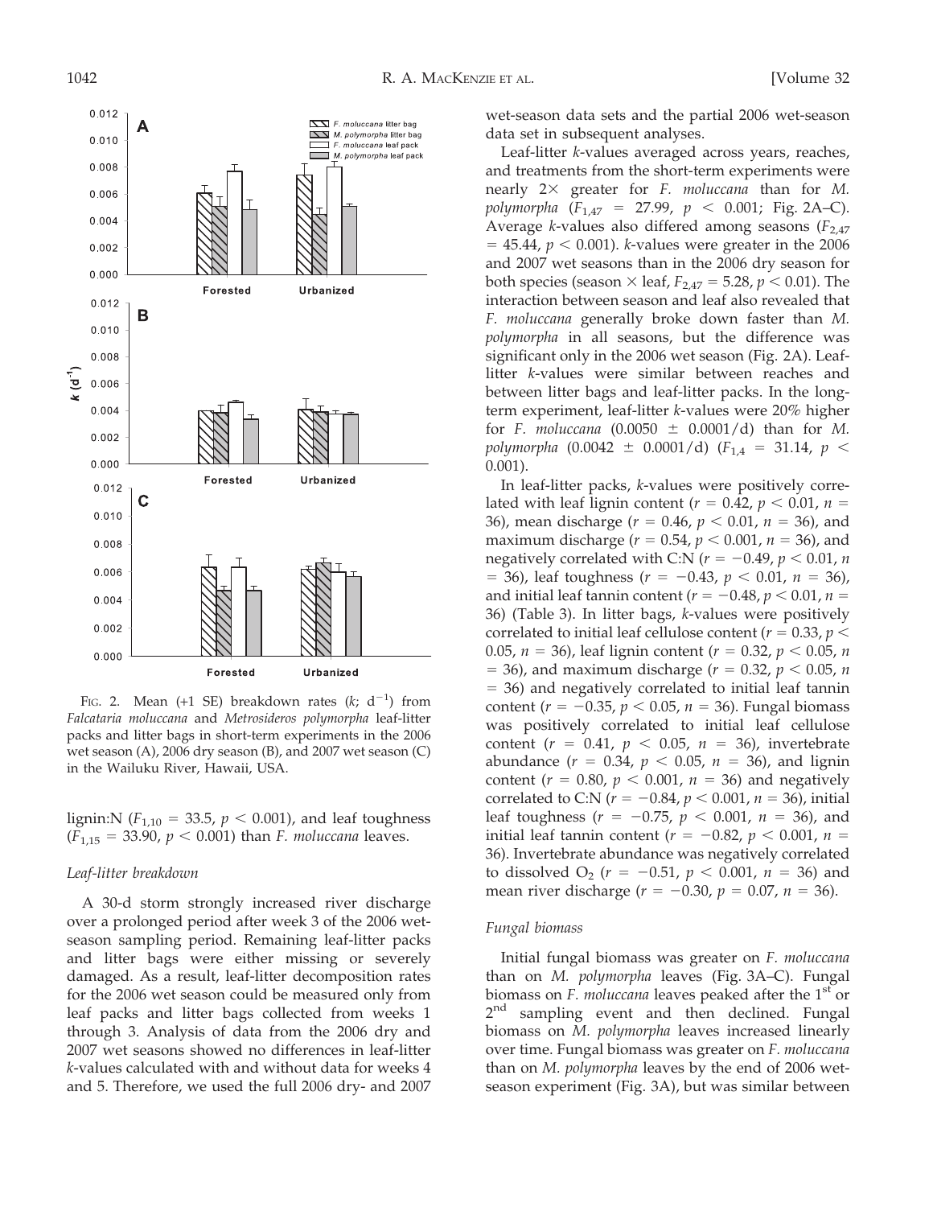FIG. 2. Mean (+1 SE) breakdown rates ($k$; $d^{-1}$) from *Falcataria moluccana* and *Metrosideros polymorpha* leaf-litter packs and litter bags in short-term experiments in the 2006 wet season (A), 2006 dry season (B), and 2007 wet season (C) in the Wailuku River, Hawaii, USA.

lignin:N ($F_{1,10} = 33.5$, $p < 0.001$), and leaf toughness ($F_{1,15} = 33.90$, $p < 0.001$) than *F. moluccana* leaves.

### *Leaf-litter breakdown*

A 30-d storm strongly increased river discharge over a prolonged period after week 3 of the 2006 wet-season sampling period. Remaining leaf-litter packs and litter bags were either missing or severely damaged. As a result, leaf-litter decomposition rates for the 2006 wet season could be measured only from leaf packs and litter bags collected from weeks 1 through 3. Analysis of data from the 2006 dry and 2007 wet seasons showed no differences in leaf-litter $k$-values calculated with and without data for weeks 4 and 5. Therefore, we used the full 2006 dry- and 2007 wet-season data sets and the partial 2006 wet-season data set in subsequent analyses.

Leaf-litter $k$-values averaged across years, reaches, and treatments from the short-term experiments were nearly 2× greater for *F. moluccana* than for *M. polymorpha* ($F_{1,47} = 27.99$, $p < 0.001$; Fig. 2A–C). Average $k$-values also differed among seasons ($F_{2,47} = 45.44$, $p < 0.001$). $k$-values were greater in the 2006 and 2007 wet seasons than in the 2006 dry season for both species (season × leaf, $F_{2,47} = 5.28$, $p < 0.01$). The interaction between season and leaf also revealed that *F. moluccana* generally broke down faster than *M. polymorpha* in all seasons, but the difference was significant only in the 2006 wet season (Fig. 2A). Leaf-litter $k$-values were similar between reaches and between litter bags and leaf-litter packs. In the long-term experiment, leaf-litter $k$-values were 20% higher for *F. moluccana* ($0.0050 \pm 0.0001$/d) than for *M. polymorpha* ($0.0042 \pm 0.0001$/d) ($F_{1,4} = 31.14$, $p < 0.001$).

In leaf-litter packs, $k$-values were positively correlated with leaf lignin content ($r = 0.42$, $p < 0.01$, $n = 36$), mean discharge ($r = 0.46$, $p < 0.01$, $n = 36$), and maximum discharge ($r = 0.54$, $p < 0.001$, $n = 36$), and negatively correlated with C:N ($r = -0.49$, $p < 0.01$, $n = 36$), leaf toughness ($r = -0.43$, $p < 0.01$, $n = 36$), and initial leaf tannin content ($r = -0.48$, $p < 0.01$, $n = 36$) (Table 3). In litter bags, $k$-values were positively correlated to initial leaf cellulose content ($r = 0.33$, $p < 0.05$, $n = 36$), leaf lignin content ($r = 0.32$, $p < 0.05$, $n = 36$), and maximum discharge ($r = 0.32$, $p < 0.05$, $n = 36$) and negatively correlated to initial leaf tannin content ($r = -0.35$, $p < 0.05$, $n = 36$). Fungal biomass was positively correlated to initial leaf cellulose content ($r = 0.41$, $p < 0.05$, $n = 36$), invertebrate abundance ($r = 0.34$, $p < 0.05$, $n = 36$), and lignin content ($r = 0.80$, $p < 0.001$, $n = 36$) and negatively correlated to C:N ($r = -0.84$, $p < 0.001$, $n = 36$), initial leaf toughness ($r = -0.75$, $p < 0.001$, $n = 36$), and initial leaf tannin content ($r = -0.82$, $p < 0.001$, $n = 36$). Invertebrate abundance was negatively correlated to dissolved $O_2$ ($r = -0.51$, $p < 0.001$, $n = 36$) and mean river discharge ($r = -0.30$, $p = 0.07$, $n = 36$).

### *Fungal biomass*

Initial fungal biomass was greater on *F. moluccana* than on *M. polymorpha* leaves (Fig. 3A–C). Fungal biomass on *F. moluccana* leaves peaked after the 1st or 2nd sampling event and then declined. Fungal biomass on *M. polymorpha* leaves increased linearly over time. Fungal biomass was greater on *F. moluccana* than on *M. polymorpha* leaves by the end of 2006 wet-season experiment (Fig. 3A), but was similar between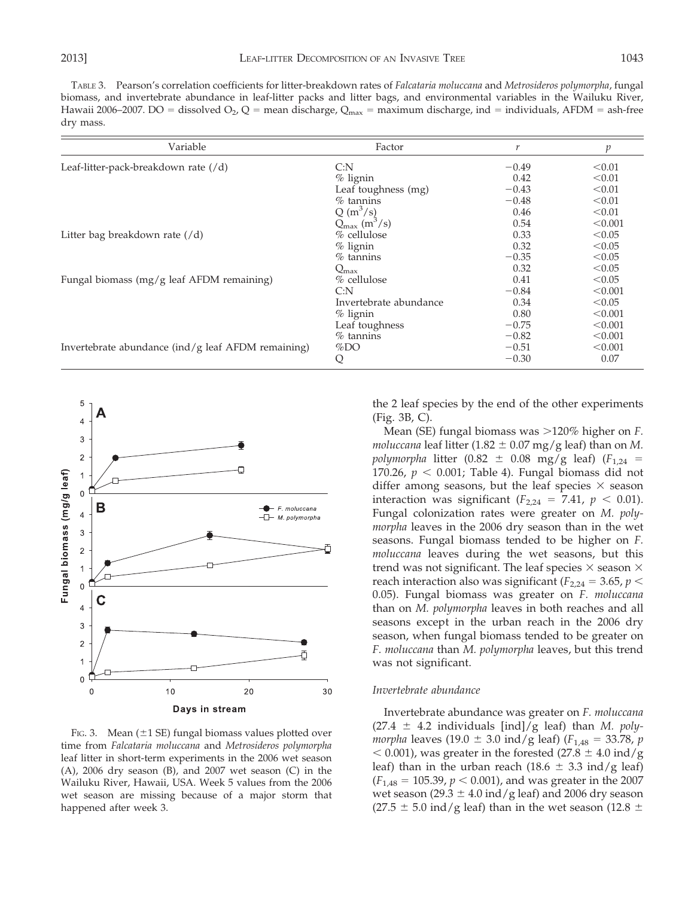TABLE 3. Pearson's correlation coefficients for litter-breakdown rates of *Falcataria moluccana* and *Metrosideros polymorpha*, fungal biomass, and invertebrate abundance in leaf-litter packs and litter bags, and environmental variables in the Wailuku River, Hawaii 2006–2007. DO = dissolved $O_2$, Q = mean discharge, $Q_{max}$ = maximum discharge, ind = individuals, AFDM = ash-free dry mass.

| Variable | Factor | $r$ | $p$ |
|---|---|---|---|
| Leaf-litter-pack-breakdown rate (/d) | C:N | −0.49 | <0.01 |
| | % lignin | 0.42 | <0.01 |
| | Leaf toughness (mg) | −0.43 | <0.01 |
| | % tannins | −0.48 | <0.01 |
| | Q ($m^3$/s) | 0.46 | <0.01 |
| | $Q_{max}$ ($m^3$/s) | 0.54 | <0.001 |
| Litter bag breakdown rate (/d) | % cellulose | 0.33 | <0.05 |
| | % lignin | 0.32 | <0.05 |
| | % tannins | −0.35 | <0.05 |
| | $Q_{max}$ | 0.32 | <0.05 |
| Fungal biomass (mg/g leaf AFDM remaining) | % cellulose | 0.41 | <0.05 |
| | C:N | −0.84 | <0.001 |
| | Invertebrate abundance | 0.34 | <0.05 |
| | % lignin | 0.80 | <0.001 |
| | Leaf toughness | −0.75 | <0.001 |
| | % tannins | −0.82 | <0.001 |
| Invertebrate abundance (ind/g leaf AFDM remaining) | %DO | −0.51 | <0.001 |
| | Q | −0.30 | 0.07 |

FIG. 3. Mean (±1 SE) fungal biomass values plotted over time from *Falcataria moluccana* and *Metrosideros polymorpha* leaf litter in short-term experiments in the 2006 wet season (A), 2006 dry season (B), and 2007 wet season (C) in the Wailuku River, Hawaii, USA. Week 5 values from the 2006 wet season are missing because of a major storm that happened after week 3.

the 2 leaf species by the end of the other experiments (Fig. 3B, C).

Mean (SE) fungal biomass was >120% higher on *F. moluccana* leaf litter (1.82 ± 0.07 mg/g leaf) than on *M. polymorpha* litter (0.82 ± 0.08 mg/g leaf) ($F_{1,24}$ = 170.26, $p$ < 0.001; Table 4). Fungal biomass did not differ among seasons, but the leaf species × season interaction was significant ($F_{2,24}$ = 7.41, $p$ < 0.01). Fungal colonization rates were greater on *M. polymorpha* leaves in the 2006 dry season than in the wet seasons. Fungal biomass tended to be higher on *F. moluccana* leaves during the wet seasons, but this trend was not significant. The leaf species × season × reach interaction also was significant ($F_{2,24}$ = 3.65, $p$ < 0.05). Fungal biomass was greater on *F. moluccana* than on *M. polymorpha* leaves in both reaches and all seasons except in the urban reach in the 2006 dry season, when fungal biomass tended to be greater on *F. moluccana* than *M. polymorpha* leaves, but this trend was not significant.

### *Invertebrate abundance*

Invertebrate abundance was greater on *F. moluccana* (27.4 ± 4.2 individuals [ind]/g leaf) than *M. polymorpha* leaves (19.0 ± 3.0 ind/g leaf) ($F_{1,48}$ = 33.78, $p$ < 0.001), was greater in the forested (27.8 ± 4.0 ind/g leaf) than in the urban reach (18.6 ± 3.3 ind/g leaf) ($F_{1,48}$ = 105.39, $p$ < 0.001), and was greater in the 2007 wet season (29.3 ± 4.0 ind/g leaf) and 2006 dry season (27.5 ± 5.0 ind/g leaf) than in the wet season (12.8 ±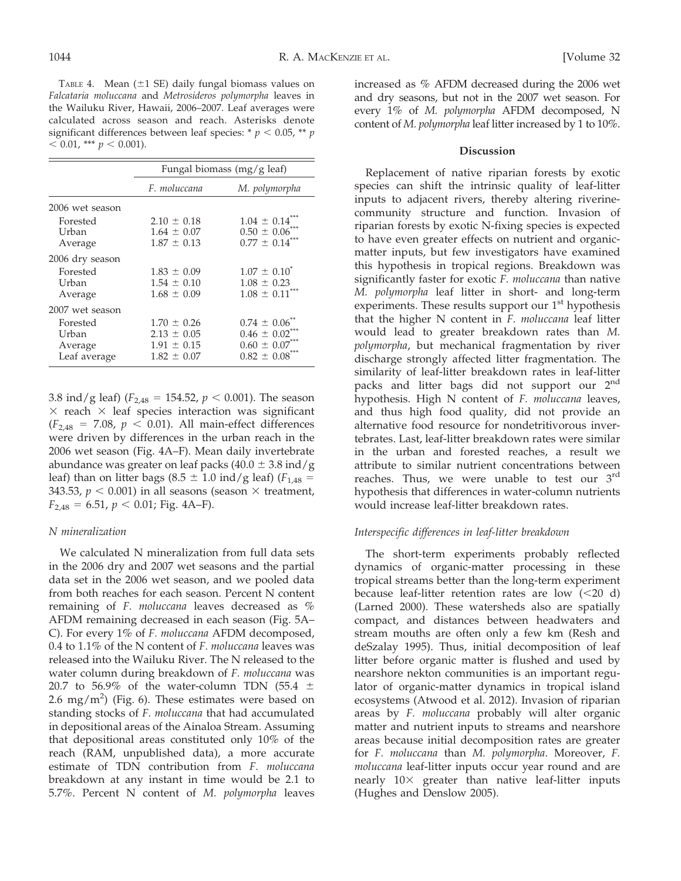TABLE 4. Mean (±1 SE) daily fungal biomass values on *Falcataria moluccana* and *Metrosideros polymorpha* leaves in the Wailuku River, Hawaii, 2006–2007. Leaf averages were calculated across season and reach. Asterisks denote significant differences between leaf species: * $p < 0.05$, ** $p < 0.01$, *** $p < 0.001$).

| | Fungal biomass (mg/g leaf) | |
|---|---|---|
| | *F. moluccana* | *M. polymorpha* |
| 2006 wet season | | |
| Forested | 2.10 ± 0.18 | 1.04 ± 0.14*** |
| Urban | 1.64 ± 0.07 | 0.50 ± 0.06*** |
| Average | 1.87 ± 0.13 | 0.77 ± 0.14*** |
| 2006 dry season | | |
| Forested | 1.83 ± 0.09 | 1.07 ± 0.10* |
| Urban | 1.54 ± 0.10 | 1.08 ± 0.23 |
| Average | 1.68 ± 0.09 | 1.08 ± 0.11*** |
| 2007 wet season | | |
| Forested | 1.70 ± 0.26 | 0.74 ± 0.06** |
| Urban | 2.13 ± 0.05 | 0.46 ± 0.02*** |
| Average | 1.91 ± 0.15 | 0.60 ± 0.07*** |
| Leaf average | 1.82 ± 0.07 | 0.82 ± 0.08*** |

3.8 ind/g leaf) ($F_{2,48} = 154.52$, $p < 0.001$). The season × reach × leaf species interaction was significant ($F_{2,48} = 7.08$, $p < 0.01$). All main-effect differences were driven by differences in the urban reach in the 2006 wet season (Fig. 4A–F). Mean daily invertebrate abundance was greater on leaf packs (40.0 ± 3.8 ind/g leaf) than on litter bags (8.5 ± 1.0 ind/g leaf) ($F_{1,48} = 343.53$, $p < 0.001$) in all seasons (season × treatment, $F_{2,48} = 6.51$, $p < 0.01$; Fig. 4A–F).

### *N mineralization*

We calculated N mineralization from full data sets in the 2006 dry and 2007 wet seasons and the partial data set in the 2006 wet season, and we pooled data from both reaches for each season. Percent N content remaining of *F. moluccana* leaves decreased as % AFDM remaining decreased in each season (Fig. 5A–C). For every 1% of *F. moluccana* AFDM decomposed, 0.4 to 1.1% of the N content of *F. moluccana* leaves was released into the Wailuku River. The N released to the water column during breakdown of *F. moluccana* was 20.7 to 56.9% of the water-column TDN (55.4 ± 2.6 mg/m$^2$) (Fig. 6). These estimates were based on standing stocks of *F. moluccana* that had accumulated in depositional areas of the Ainaloa Stream. Assuming that depositional areas constituted only 10% of the reach (RAM, unpublished data), a more accurate estimate of TDN contribution from *F. moluccana* breakdown at any instant in time would be 2.1 to 5.7%. Percent N content of *M. polymorpha* leaves increased as % AFDM decreased during the 2006 wet and dry seasons, but not in the 2007 wet season. For every 1% of *M. polymorpha* AFDM decomposed, N content of *M. polymorpha* leaf litter increased by 1 to 10%.

## Discussion

Replacement of native riparian forests by exotic species can shift the intrinsic quality of leaf-litter inputs to adjacent rivers, thereby altering riverine-community structure and function. Invasion of riparian forests by exotic N-fixing species is expected to have even greater effects on nutrient and organic-matter inputs, but few investigators have examined this hypothesis in tropical regions. Breakdown was significantly faster for exotic *F. moluccana* than native *M. polymorpha* leaf litter in short- and long-term experiments. These results support our 1st hypothesis that the higher N content in *F. moluccana* leaf litter would lead to greater breakdown rates than *M. polymorpha*, but mechanical fragmentation by river discharge strongly affected litter fragmentation. The similarity of leaf-litter breakdown rates in leaf-litter packs and litter bags did not support our 2nd hypothesis. High N content of *F. moluccana* leaves, and thus high food quality, did not provide an alternative food resource for nondetritivorous invertebrates. Last, leaf-litter breakdown rates were similar in the urban and forested reaches, a result we attribute to similar nutrient concentrations between reaches. Thus, we were unable to test our 3rd hypothesis that differences in water-column nutrients would increase leaf-litter breakdown rates.

### *Interspecific differences in leaf-litter breakdown*

The short-term experiments probably reflected dynamics of organic-matter processing in these tropical streams better than the long-term experiment because leaf-litter retention rates are low (<20 d) (Larned 2000). These watersheds also are spatially compact, and distances between headwaters and stream mouths are often only a few km (Resh and deSzalay 1995). Thus, initial decomposition of leaf litter before organic matter is flushed and used by nearshore nekton communities is an important regulator of organic-matter dynamics in tropical island ecosystems (Atwood et al. 2012). Invasion of riparian areas by *F. moluccana* probably will alter organic matter and nutrient inputs to streams and nearshore areas because initial decomposition rates are greater for *F. moluccana* than *M. polymorpha*. Moreover, *F. moluccana* leaf-litter inputs occur year round and are nearly 10× greater than native leaf-litter inputs (Hughes and Denslow 2005).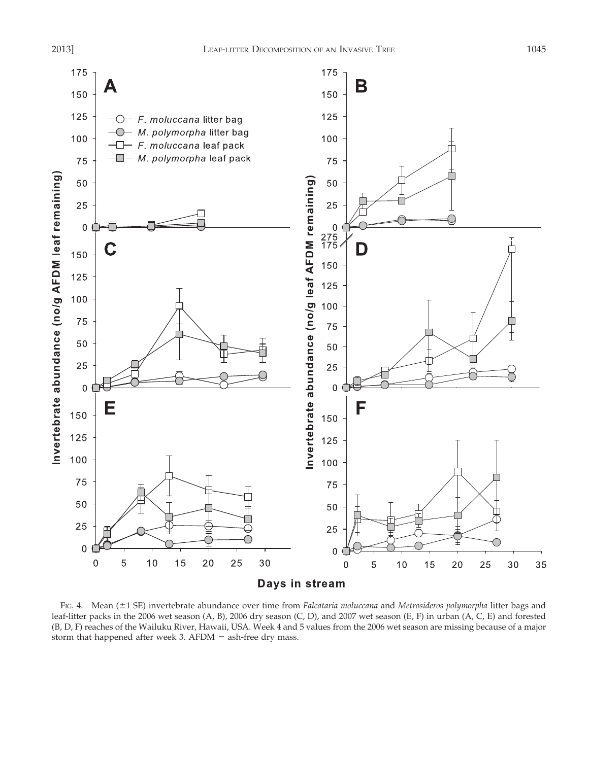FIG. 4. Mean (±1 SE) invertebrate abundance over time from *Falcataria moluccana* and *Metrosideros polymorpha* litter bags and leaf-litter packs in the 2006 wet season (A, B), 2006 dry season (C, D), and 2007 wet season (E, F) in urban (A, C, E) and forested (B, D, F) reaches of the Wailuku River, Hawaii, USA. Week 4 and 5 values from the 2006 wet season are missing because of a major storm that happened after week 3. AFDM = ash-free dry mass.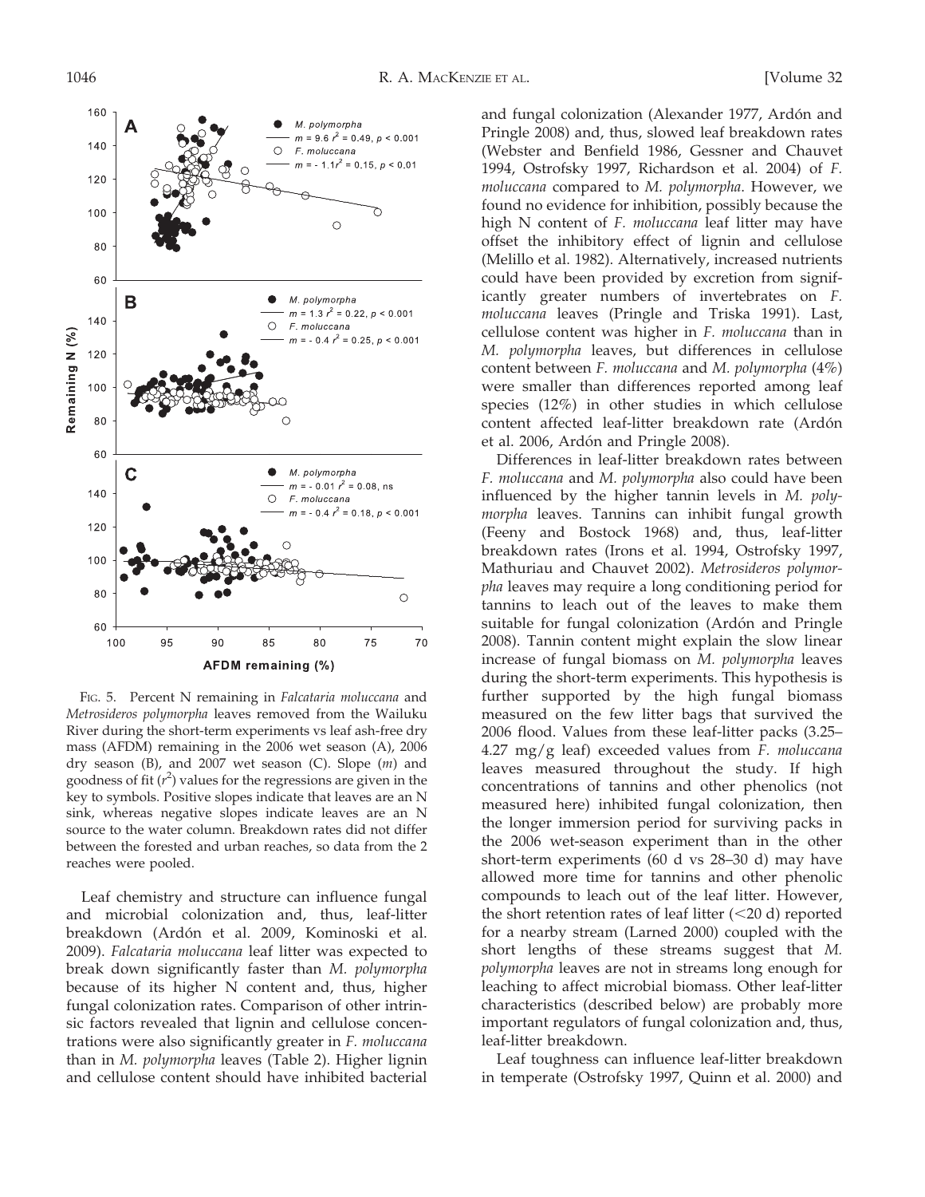FIG. 5. Percent N remaining in *Falcataria moluccana* and *Metrosideros polymorpha* leaves removed from the Wailuku River during the short-term experiments vs leaf ash-free dry mass (AFDM) remaining in the 2006 wet season (A), 2006 dry season (B), and 2007 wet season (C). Slope ($m$) and goodness of fit ($r^2$) values for the regressions are given in the key to symbols. Positive slopes indicate that leaves are an N sink, whereas negative slopes indicate leaves are an N source to the water column. Breakdown rates did not differ between the forested and urban reaches, so data from the 2 reaches were pooled.

Leaf chemistry and structure can influence fungal and microbial colonization and, thus, leaf-litter breakdown (Ardón et al. 2009, Kominoski et al. 2009). *Falcataria moluccana* leaf litter was expected to break down significantly faster than *M. polymorpha* because of its higher N content and, thus, higher fungal colonization rates. Comparison of other intrinsic factors revealed that lignin and cellulose concentrations were also significantly greater in *F. moluccana* than in *M. polymorpha* leaves (Table 2). Higher lignin and cellulose content should have inhibited bacterial and fungal colonization (Alexander 1977, Ardón and Pringle 2008) and, thus, slowed leaf breakdown rates (Webster and Benfield 1986, Gessner and Chauvet 1994, Ostrofsky 1997, Richardson et al. 2004) of *F. moluccana* compared to *M. polymorpha*. However, we found no evidence for inhibition, possibly because the high N content of *F. moluccana* leaf litter may have offset the inhibitory effect of lignin and cellulose (Melillo et al. 1982). Alternatively, increased nutrients could have been provided by excretion from significantly greater numbers of invertebrates on *F. moluccana* leaves (Pringle and Triska 1991). Last, cellulose content was higher in *F. moluccana* than in *M. polymorpha* leaves, but differences in cellulose content between *F. moluccana* and *M. polymorpha* (4%) were smaller than differences reported among leaf species (12%) in other studies in which cellulose content affected leaf-litter breakdown rate (Ardón et al. 2006, Ardón and Pringle 2008).

Differences in leaf-litter breakdown rates between *F. moluccana* and *M. polymorpha* also could have been influenced by the higher tannin levels in *M. polymorpha* leaves. Tannins can inhibit fungal growth (Feeny and Bostock 1968) and, thus, leaf-litter breakdown rates (Irons et al. 1994, Ostrofsky 1997, Mathuriau and Chauvet 2002). *Metrosideros polymorpha* leaves may require a long conditioning period for tannins to leach out of the leaves to make them suitable for fungal colonization (Ardón and Pringle 2008). Tannin content might explain the slow linear increase of fungal biomass on *M. polymorpha* leaves during the short-term experiments. This hypothesis is further supported by the high fungal biomass measured on the few litter bags that survived the 2006 flood. Values from these leaf-litter packs (3.25–4.27 mg/g leaf) exceeded values from *F. moluccana* leaves measured throughout the study. If high concentrations of tannins and other phenolics (not measured here) inhibited fungal colonization, then the longer immersion period for surviving packs in the 2006 wet-season experiment than in the other short-term experiments (60 d vs 28–30 d) may have allowed more time for tannins and other phenolic compounds to leach out of the leaf litter. However, the short retention rates of leaf litter (<20 d) reported for a nearby stream (Larned 2000) coupled with the short lengths of these streams suggest that *M. polymorpha* leaves are not in streams long enough for leaching to affect microbial biomass. Other leaf-litter characteristics (described below) are probably more important regulators of fungal colonization and, thus, leaf-litter breakdown.

Leaf toughness can influence leaf-litter breakdown in temperate (Ostrofsky 1997, Quinn et al. 2000) and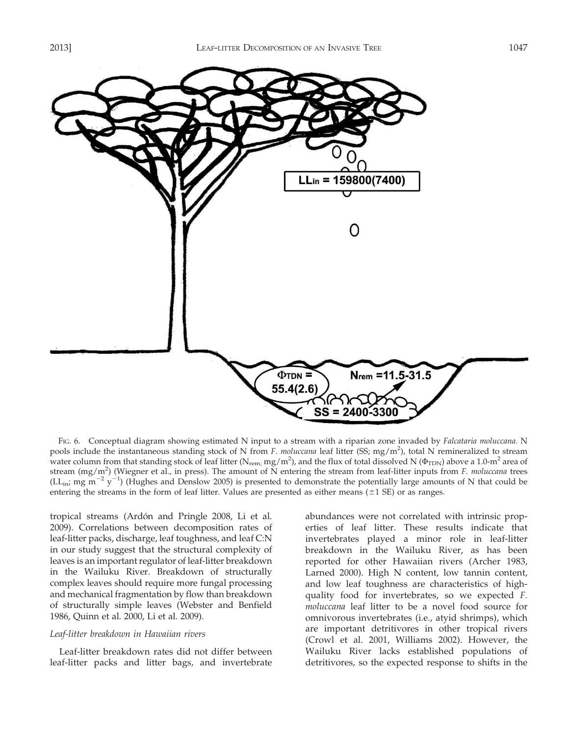FIG. 6. Conceptual diagram showing estimated N input to a stream with a riparian zone invaded by *Falcataria moluccana*. N pools include the instantaneous standing stock of N from *F. moluccana* leaf litter (SS; mg/m$^2$), total N remineralized to stream water column from that standing stock of leaf litter ($N_{rem}$; mg/m$^2$), and the flux of total dissolved N ($\Phi_{TDN}$) above a 1.0-m$^2$ area of stream (mg/m$^2$) (Wiegner et al., in press). The amount of N entering the stream from leaf-litter inputs from *F. moluccana* trees ($LL_{in}$; mg m$^{-2}$ y$^{-1}$) (Hughes and Denslow 2005) is presented to demonstrate the potentially large amounts of N that could be entering the streams in the form of leaf litter. Values are presented as either means ($\pm$1 SE) or as ranges.

tropical streams (Ardón and Pringle 2008, Li et al. 2009). Correlations between decomposition rates of leaf-litter packs, discharge, leaf toughness, and leaf C:N in our study suggest that the structural complexity of leaves is an important regulator of leaf-litter breakdown in the Wailuku River. Breakdown of structurally complex leaves should require more fungal processing and mechanical fragmentation by flow than breakdown of structurally simple leaves (Webster and Benfield 1986, Quinn et al. 2000, Li et al. 2009).

### *Leaf-litter breakdown in Hawaiian rivers*

Leaf-litter breakdown rates did not differ between leaf-litter packs and litter bags, and invertebrate abundances were not correlated with intrinsic properties of leaf litter. These results indicate that invertebrates played a minor role in leaf-litter breakdown in the Wailuku River, as has been reported for other Hawaiian rivers (Archer 1983, Larned 2000). High N content, low tannin content, and low leaf toughness are characteristics of high-quality food for invertebrates, so we expected *F. moluccana* leaf litter to be a novel food source for omnivorous invertebrates (i.e., atyid shrimps), which are important detritivores in other tropical rivers (Crowl et al. 2001, Williams 2002). However, the Wailuku River lacks established populations of detritivores, so the expected response to shifts in the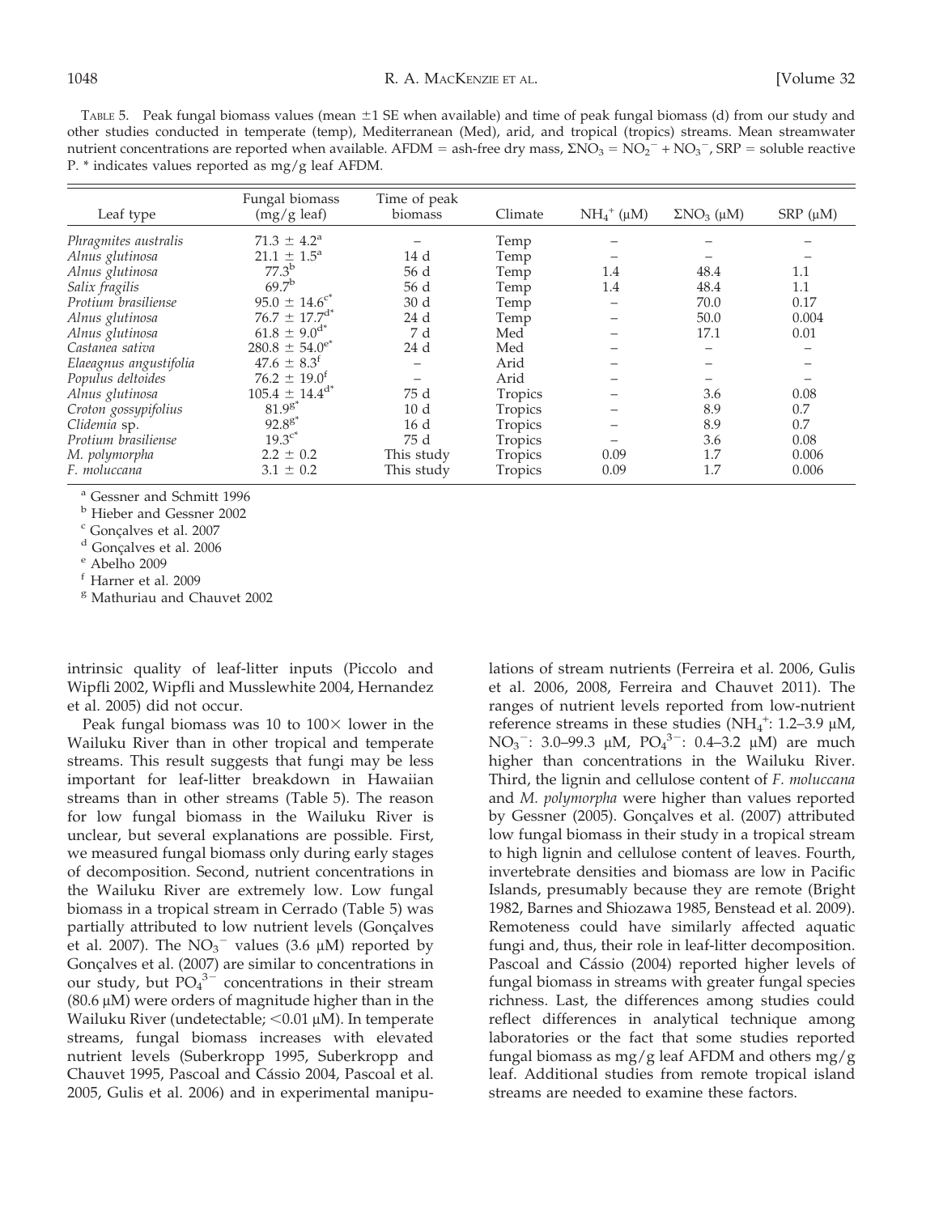TABLE 5. Peak fungal biomass values (mean ±1 SE when available) and time of peak fungal biomass (d) from our study and other studies conducted in temperate (temp), Mediterranean (Med), arid, and tropical (tropics) streams. Mean streamwater nutrient concentrations are reported when available. AFDM = ash-free dry mass, $\Sigma NO_3 = NO_2^- + NO_3^-$, SRP = soluble reactive P. * indicates values reported as mg/g leaf AFDM.

| Leaf type | Fungal biomass (mg/g leaf) | Time of peak biomass | Climate | $NH_4^+$ (μM) | $\Sigma NO_3$ (μM) | SRP (μM) |
|---|---|---|---|---|---|---|
| *Phragmites australis* | 71.3 ± 4.2[a] | – | Temp | – | – | – |
| *Alnus glutinosa* | 21.1 ± 1.5[a] | 14 d | Temp | – | – | – |
| *Alnus glutinosa* | 77.3[b] | 56 d | Temp | 1.4 | 48.4 | 1.1 |
| *Salix fragilis* | 69.7[b] | 56 d | Temp | 1.4 | 48.4 | 1.1 |
| *Protium brasiliense* | 95.0 ± 14.6[c*] | 30 d | Temp | – | 70.0 | 0.17 |
| *Alnus glutinosa* | 76.7 ± 17.7[d*] | 24 d | Temp | – | 50.0 | 0.004 |
| *Alnus glutinosa* | 61.8 ± 9.0[d*] | 7 d | Med | – | 17.1 | 0.01 |
| *Castanea sativa* | 280.8 ± 54.0[e*] | 24 d | Med | – | – | – |
| *Elaeagnus angustifolia* | 47.6 ± 8.3[f] | – | Arid | – | – | – |
| *Populus deltoides* | 76.2 ± 19.0[f] | – | Arid | – | – | – |
| *Alnus glutinosa* | 105.4 ± 14.4[d*] | 75 d | Tropics | – | 3.6 | 0.08 |
| *Croton gossypifolius* | 81.9[g*] | 10 d | Tropics | – | 8.9 | 0.7 |
| *Clidemia* sp. | 92.8[g*] | 16 d | Tropics | – | 8.9 | 0.7 |
| *Protium brasiliense* | 19.3[c*] | 75 d | Tropics | – | 3.6 | 0.08 |
| *M. polymorpha* | 2.2 ± 0.2 | This study | Tropics | 0.09 | 1.7 | 0.006 |
| *F. moluccana* | 3.1 ± 0.2 | This study | Tropics | 0.09 | 1.7 | 0.006 |

[a] Gessner and Schmitt 1996
[b] Hieber and Gessner 2002
[c] Gonçalves et al. 2007
[d] Gonçalves et al. 2006
[e] Abelho 2009
[f] Harner et al. 2009
[g] Mathuriau and Chauvet 2002

intrinsic quality of leaf-litter inputs (Piccolo and Wipfli 2002, Wipfli and Musslewhite 2004, Hernandez et al. 2005) did not occur.

Peak fungal biomass was 10 to 100× lower in the Wailuku River than in other tropical and temperate streams. This result suggests that fungi may be less important for leaf-litter breakdown in Hawaiian streams than in other streams (Table 5). The reason for low fungal biomass in the Wailuku River is unclear, but several explanations are possible. First, we measured fungal biomass only during early stages of decomposition. Second, nutrient concentrations in the Wailuku River are extremely low. Low fungal biomass in a tropical stream in Cerrado (Table 5) was partially attributed to low nutrient levels (Gonçalves et al. 2007). The $NO_3^-$ values (3.6 μM) reported by Gonçalves et al. (2007) are similar to concentrations in our study, but $PO_4^{3-}$ concentrations in their stream (80.6 μM) were orders of magnitude higher than in the Wailuku River (undetectable; <0.01 μM). In temperate streams, fungal biomass increases with elevated nutrient levels (Suberkropp 1995, Suberkropp and Chauvet 1995, Pascoal and Cássio 2004, Pascoal et al. 2005, Gulis et al. 2006) and in experimental manipulations of stream nutrients (Ferreira et al. 2006, Gulis et al. 2006, 2008, Ferreira and Chauvet 2011). The ranges of nutrient levels reported from low-nutrient reference streams in these studies ($NH_4^+$: 1.2–3.9 μM, $NO_3^-$: 3.0–99.3 μM, $PO_4^{3-}$: 0.4–3.2 μM) are much higher than concentrations in the Wailuku River. Third, the lignin and cellulose content of *F. moluccana* and *M. polymorpha* were higher than values reported by Gessner (2005). Gonçalves et al. (2007) attributed low fungal biomass in their study in a tropical stream to high lignin and cellulose content of leaves. Fourth, invertebrate densities and biomass are low in Pacific Islands, presumably because they are remote (Bright 1982, Barnes and Shiozawa 1985, Benstead et al. 2009). Remoteness could have similarly affected aquatic fungi and, thus, their role in leaf-litter decomposition. Pascoal and Cássio (2004) reported higher levels of fungal biomass in streams with greater fungal species richness. Last, the differences among studies could reflect differences in analytical technique among laboratories or the fact that some studies reported fungal biomass as mg/g leaf AFDM and others mg/g leaf. Additional studies from remote tropical island streams are needed to examine these factors.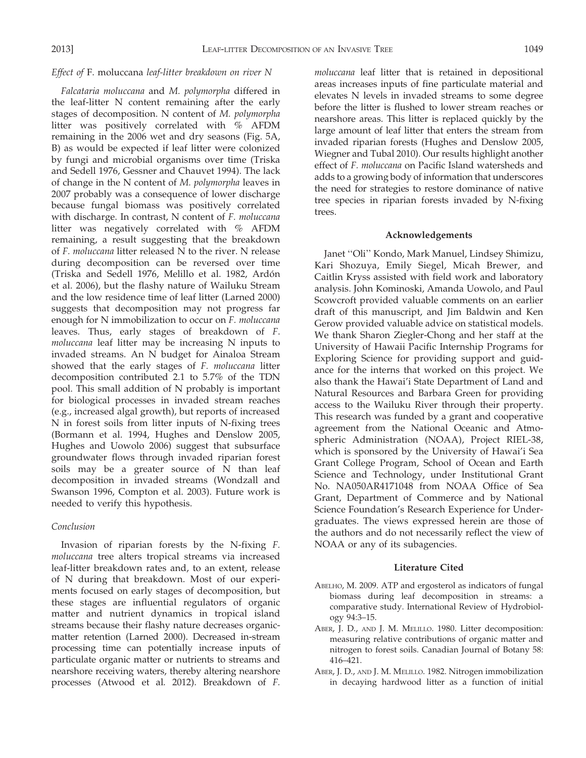*Effect of* F. moluccana *leaf-litter breakdown on river N*

*Falcataria moluccana* and *M. polymorpha* differed in the leaf-litter N content remaining after the early stages of decomposition. N content of *M. polymorpha* litter was positively correlated with % AFDM remaining in the 2006 wet and dry seasons (Fig. 5A, B) as would be expected if leaf litter were colonized by fungi and microbial organisms over time (Triska and Sedell 1976, Gessner and Chauvet 1994). The lack of change in the N content of *M. polymorpha* leaves in 2007 probably was a consequence of lower discharge because fungal biomass was positively correlated with discharge. In contrast, N content of *F. moluccana* litter was negatively correlated with % AFDM remaining, a result suggesting that the breakdown of *F. moluccana* litter released N to the river. N release during decomposition can be reversed over time (Triska and Sedell 1976, Melillo et al. 1982, Ardón et al. 2006), but the flashy nature of Wailuku Stream and the low residence time of leaf litter (Larned 2000) suggests that decomposition may not progress far enough for N immobilization to occur on *F. moluccana* leaves. Thus, early stages of breakdown of *F. moluccana* leaf litter may be increasing N inputs to invaded streams. An N budget for Ainaloa Stream showed that the early stages of *F. moluccana* litter decomposition contributed 2.1 to 5.7% of the TDN pool. This small addition of N probably is important for biological processes in invaded stream reaches (e.g., increased algal growth), but reports of increased N in forest soils from litter inputs of N-fixing trees (Bormann et al. 1994, Hughes and Denslow 2005, Hughes and Uowolo 2006) suggest that subsurface groundwater flows through invaded riparian forest soils may be a greater source of N than leaf decomposition in invaded streams (Wondzall and Swanson 1996, Compton et al. 2003). Future work is needed to verify this hypothesis.

*Conclusion*

Invasion of riparian forests by the N-fixing *F. moluccana* tree alters tropical streams via increased leaf-litter breakdown rates and, to an extent, release of N during that breakdown. Most of our experiments focused on early stages of decomposition, but these stages are influential regulators of organic matter and nutrient dynamics in tropical island streams because their flashy nature decreases organic-matter retention (Larned 2000). Decreased in-stream processing time can potentially increase inputs of particulate organic matter or nutrients to streams and nearshore receiving waters, thereby altering nearshore processes (Atwood et al. 2012). Breakdown of *F. moluccana* leaf litter that is retained in depositional areas increases inputs of fine particulate material and elevates N levels in invaded streams to some degree before the litter is flushed to lower stream reaches or nearshore areas. This litter is replaced quickly by the large amount of leaf litter that enters the stream from invaded riparian forests (Hughes and Denslow 2005, Wiegner and Tubal 2010). Our results highlight another effect of *F. moluccana* on Pacific Island watersheds and adds to a growing body of information that underscores the need for strategies to restore dominance of native tree species in riparian forests invaded by N-fixing trees.

## Acknowledgements

Janet "Oli" Kondo, Mark Manuel, Lindsey Shimizu, Kari Shozuya, Emily Siegel, Micah Brewer, and Caitlin Kryss assisted with field work and laboratory analysis. John Kominoski, Amanda Uowolo, and Paul Scowcroft provided valuable comments on an earlier draft of this manuscript, and Jim Baldwin and Ken Gerow provided valuable advice on statistical models. We thank Sharon Ziegler-Chong and her staff at the University of Hawaii Pacific Internship Programs for Exploring Science for providing support and guidance for the interns that worked on this project. We also thank the Hawai'i State Department of Land and Natural Resources and Barbara Green for providing access to the Wailuku River through their property. This research was funded by a grant and cooperative agreement from the National Oceanic and Atmospheric Administration (NOAA), Project RIEL-38, which is sponsored by the University of Hawai'i Sea Grant College Program, School of Ocean and Earth Science and Technology, under Institutional Grant No. NA050AR4171048 from NOAA Office of Sea Grant, Department of Commerce and by National Science Foundation's Research Experience for Undergraduates. The views expressed herein are those of the authors and do not necessarily reflect the view of NOAA or any of its subagencies.

## Literature Cited

- Abelho, M. 2009. ATP and ergosterol as indicators of fungal biomass during leaf decomposition in streams: a comparative study. International Review of Hydrobiology 94:3–15.
- Aber, J. D., and J. M. Melillo. 1980. Litter decomposition: measuring relative contributions of organic matter and nitrogen to forest soils. Canadian Journal of Botany 58: 416–421.
- Aber, J. D., and J. M. Melillo. 1982. Nitrogen immobilization in decaying hardwood litter as a function of initial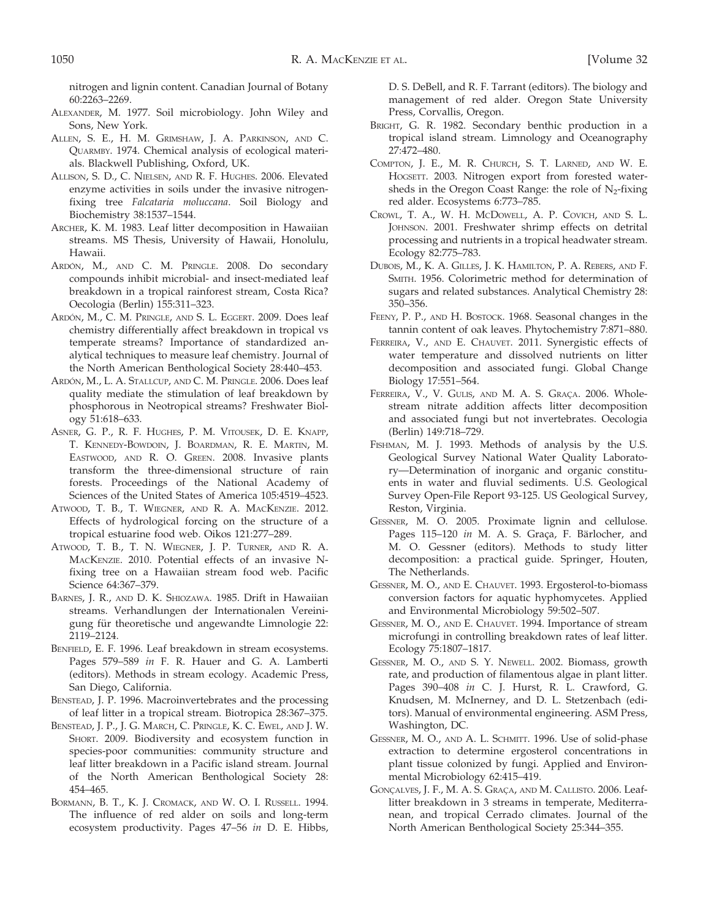nitrogen and lignin content. Canadian Journal of Botany 60:2263–2269.

Alexander, M. 1977. Soil microbiology. John Wiley and Sons, New York.

Allen, S. E., H. M. Grimshaw, J. A. Parkinson, and C. Quarmby. 1974. Chemical analysis of ecological materials. Blackwell Publishing, Oxford, UK.

Allison, S. D., C. Nielsen, and R. F. Hughes. 2006. Elevated enzyme activities in soils under the invasive nitrogen-fixing tree *Falcataria moluccana*. Soil Biology and Biochemistry 38:1537–1544.

Archer, K. M. 1983. Leaf litter decomposition in Hawaiian streams. MS Thesis, University of Hawaii, Honolulu, Hawaii.

Ardón, M., and C. M. Pringle. 2008. Do secondary compounds inhibit microbial- and insect-mediated leaf breakdown in a tropical rainforest stream, Costa Rica? Oecologia (Berlin) 155:311–323.

Ardón, M., C. M. Pringle, and S. L. Eggert. 2009. Does leaf chemistry differentially affect breakdown in tropical vs temperate streams? Importance of standardized analytical techniques to measure leaf chemistry. Journal of the North American Benthological Society 28:440–453.

Ardón, M., L. A. Stallcup, and C. M. Pringle. 2006. Does leaf quality mediate the stimulation of leaf breakdown by phosphorous in Neotropical streams? Freshwater Biology 51:618–633.

Asner, G. P., R. F. Hughes, P. M. Vitousek, D. E. Knapp, T. Kennedy-Bowdoin, J. Boardman, R. E. Martin, M. Eastwood, and R. O. Green. 2008. Invasive plants transform the three-dimensional structure of rain forests. Proceedings of the National Academy of Sciences of the United States of America 105:4519–4523.

Atwood, T. B., T. Wiegner, and R. A. MacKenzie. 2012. Effects of hydrological forcing on the structure of a tropical estuarine food web. Oikos 121:277–289.

Atwood, T. B., T. N. Wiegner, J. P. Turner, and R. A. MacKenzie. 2010. Potential effects of an invasive N-fixing tree on a Hawaiian stream food web. Pacific Science 64:367–379.

Barnes, J. R., and D. K. Shiozawa. 1985. Drift in Hawaiian streams. Verhandlungen der Internationalen Vereinigung für theoretische und angewandte Limnologie 22: 2119–2124.

Benfield, E. F. 1996. Leaf breakdown in stream ecosystems. Pages 579–589 *in* F. R. Hauer and G. A. Lamberti (editors). Methods in stream ecology. Academic Press, San Diego, California.

Benstead, J. P. 1996. Macroinvertebrates and the processing of leaf litter in a tropical stream. Biotropica 28:367–375.

Benstead, J. P., J. G. March, C. Pringle, K. C. Ewel, and J. W. Short. 2009. Biodiversity and ecosystem function in species-poor communities: community structure and leaf litter breakdown in a Pacific island stream. Journal of the North American Benthological Society 28: 454–465.

Bormann, B. T., K. J. Cromack, and W. O. I. Russell. 1994. The influence of red alder on soils and long-term ecosystem productivity. Pages 47–56 *in* D. E. Hibbs, D. S. DeBell, and R. F. Tarrant (editors). The biology and management of red alder. Oregon State University Press, Corvallis, Oregon.

Bright, G. R. 1982. Secondary benthic production in a tropical island stream. Limnology and Oceanography 27:472–480.

Compton, J. E., M. R. Church, S. T. Larned, and W. E. Hogsett. 2003. Nitrogen export from forested watersheds in the Oregon Coast Range: the role of $N_2$-fixing red alder. Ecosystems 6:773–785.

Crowl, T. A., W. H. McDowell, A. P. Covich, and S. L. Johnson. 2001. Freshwater shrimp effects on detrital processing and nutrients in a tropical headwater stream. Ecology 82:775–783.

Dubois, M., K. A. Gilles, J. K. Hamilton, P. A. Rebers, and F. Smith. 1956. Colorimetric method for determination of sugars and related substances. Analytical Chemistry 28: 350–356.

Feeny, P. P., and H. Bostock. 1968. Seasonal changes in the tannin content of oak leaves. Phytochemistry 7:871–880.

Ferreira, V., and E. Chauvet. 2011. Synergistic effects of water temperature and dissolved nutrients on litter decomposition and associated fungi. Global Change Biology 17:551–564.

Ferreira, V., V. Gulis, and M. A. S. Graça. 2006. Whole-stream nitrate addition affects litter decomposition and associated fungi but not invertebrates. Oecologia (Berlin) 149:718–729.

Fishman, M. J. 1993. Methods of analysis by the U.S. Geological Survey National Water Quality Laboratory—Determination of inorganic and organic constituents in water and fluvial sediments. U.S. Geological Survey Open-File Report 93-125. US Geological Survey, Reston, Virginia.

Gessner, M. O. 2005. Proximate lignin and cellulose. Pages 115–120 *in* M. A. S. Graça, F. Bärlocher, and M. O. Gessner (editors). Methods to study litter decomposition: a practical guide. Springer, Houten, The Netherlands.

Gessner, M. O., and E. Chauvet. 1993. Ergosterol-to-biomass conversion factors for aquatic hyphomycetes. Applied and Environmental Microbiology 59:502–507.

Gessner, M. O., and E. Chauvet. 1994. Importance of stream microfungi in controlling breakdown rates of leaf litter. Ecology 75:1807–1817.

Gessner, M. O., and S. Y. Newell. 2002. Biomass, growth rate, and production of filamentous algae in plant litter. Pages 390–408 *in* C. J. Hurst, R. L. Crawford, G. Knudsen, M. McInerney, and D. L. Stetzenbach (editors). Manual of environmental engineering. ASM Press, Washington, DC.

Gessner, M. O., and A. L. Schmitt. 1996. Use of solid-phase extraction to determine ergosterol concentrations in plant tissue colonized by fungi. Applied and Environmental Microbiology 62:415–419.

Gonçalves, J. F., M. A. S. Graça, and M. Callisto. 2006. Leaf-litter breakdown in 3 streams in temperate, Mediterranean, and tropical Cerrado climates. Journal of the North American Benthological Society 25:344–355.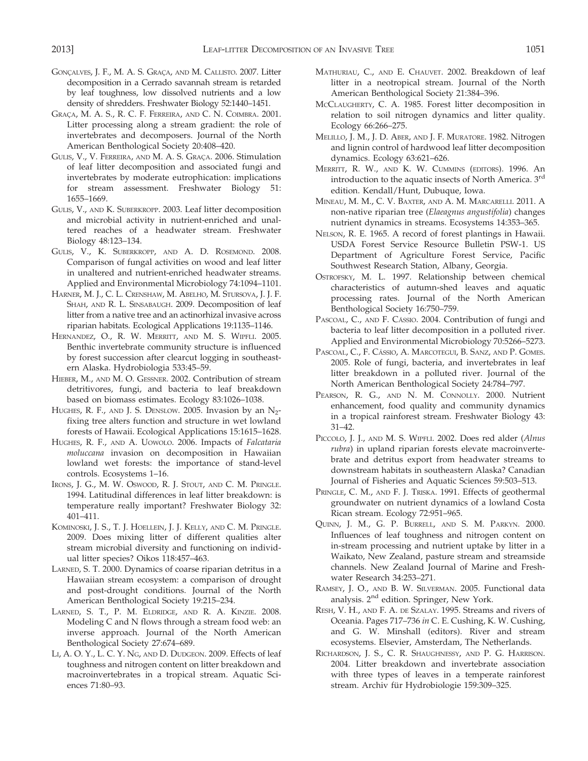Gonçalves, J. F., M. A. S. Graça, and M. Callisto. 2007. Litter decomposition in a Cerrado savannah stream is retarded by leaf toughness, low dissolved nutrients and a low density of shredders. Freshwater Biology 52:1440–1451.

Graça, M. A. S., R. C. F. Ferreira, and C. N. Coimbra. 2001. Litter processing along a stream gradient: the role of invertebrates and decomposers. Journal of the North American Benthological Society 20:408–420.

Gulis, V., V. Ferreira, and M. A. S. Graça. 2006. Stimulation of leaf litter decomposition and associated fungi and invertebrates by moderate eutrophication: implications for stream assessment. Freshwater Biology 51: 1655–1669.

Gulis, V., and K. Suberkropp. 2003. Leaf litter decomposition and microbial activity in nutrient-enriched and unaltered reaches of a headwater stream. Freshwater Biology 48:123–134.

Gulis, V., K. Suberkropp, and A. D. Rosemond. 2008. Comparison of fungal activities on wood and leaf litter in unaltered and nutrient-enriched headwater streams. Applied and Environmental Microbiology 74:1094–1101.

Harner, M. J., C. L. Crenshaw, M. Abelho, M. Stursova, J. J. F. Shah, and R. L. Sinsabaugh. 2009. Decomposition of leaf litter from a native tree and an actinorhizal invasive across riparian habitats. Ecological Applications 19:1135–1146.

Hernandez, O., R. W. Merritt, and M. S. Wipfli. 2005. Benthic invertebrate community structure is influenced by forest succession after clearcut logging in southeastern Alaska. Hydrobiologia 533:45–59.

Hieber, M., and M. O. Gessner. 2002. Contribution of stream detritivores, fungi, and bacteria to leaf breakdown based on biomass estimates. Ecology 83:1026–1038.

Hughes, R. F., and J. S. Denslow. 2005. Invasion by an $N_2$-fixing tree alters function and structure in wet lowland forests of Hawaii. Ecological Applications 15:1615–1628.

Hughes, R. F., and A. Uowolo. 2006. Impacts of *Falcataria moluccana* invasion on decomposition in Hawaiian lowland wet forests: the importance of stand-level controls. Ecosystems 1–16.

Irons, J. G., M. W. Oswood, R. J. Stout, and C. M. Pringle. 1994. Latitudinal differences in leaf litter breakdown: is temperature really important? Freshwater Biology 32: 401–411.

Kominoski, J. S., T. J. Hoellein, J. J. Kelly, and C. M. Pringle. 2009. Does mixing litter of different qualities alter stream microbial diversity and functioning on individual litter species? Oikos 118:457–463.

Larned, S. T. 2000. Dynamics of coarse riparian detritus in a Hawaiian stream ecosystem: a comparison of drought and post-drought conditions. Journal of the North American Benthological Society 19:215–234.

Larned, S. T., P. M. Eldridge, and R. A. Kinzie. 2008. Modeling C and N flows through a stream food web: an inverse approach. Journal of the North American Benthological Society 27:674–689.

Li, A. O. Y., L. C. Y. Ng, and D. Dudgeon. 2009. Effects of leaf toughness and nitrogen content on litter breakdown and macroinvertebrates in a tropical stream. Aquatic Sciences 71:80–93.

Mathuriau, C., and E. Chauvet. 2002. Breakdown of leaf litter in a neotropical stream. Journal of the North American Benthological Society 21:384–396.

McClaugherty, C. A. 1985. Forest litter decomposition in relation to soil nitrogen dynamics and litter quality. Ecology 66:266–275.

Melillo, J. M., J. D. Aber, and J. F. Muratore. 1982. Nitrogen and lignin control of hardwood leaf litter decomposition dynamics. Ecology 63:621–626.

Merritt, R. W., and K. W. Cummins (editors). 1996. An introduction to the aquatic insects of North America. 3rd edition. Kendall/Hunt, Dubuque, Iowa.

Mineau, M. M., C. V. Baxter, and A. M. Marcarelli. 2011. A non-native riparian tree (*Elaeagnus angustifolia*) changes nutrient dynamics in streams. Ecosystems 14:353–365.

Nelson, R. E. 1965. A record of forest plantings in Hawaii. USDA Forest Service Resource Bulletin PSW-1. US Department of Agriculture Forest Service, Pacific Southwest Research Station, Albany, Georgia.

Ostrofsky, M. L. 1997. Relationship between chemical characteristics of autumn-shed leaves and aquatic processing rates. Journal of the North American Benthological Society 16:750–759.

Pascoal, C., and F. Cássio. 2004. Contribution of fungi and bacteria to leaf litter decomposition in a polluted river. Applied and Environmental Microbiology 70:5266–5273.

Pascoal, C., F. Cássio, A. Marcotegui, B. Sanz, and P. Gomes. 2005. Role of fungi, bacteria, and invertebrates in leaf litter breakdown in a polluted river. Journal of the North American Benthological Society 24:784–797.

Pearson, R. G., and N. M. Connolly. 2000. Nutrient enhancement, food quality and community dynamics in a tropical rainforest stream. Freshwater Biology 43: 31–42.

Piccolo, J. J., and M. S. Wipfli. 2002. Does red alder (*Alnus rubra*) in upland riparian forests elevate macroinvertebrate and detritus export from headwater streams to downstream habitats in southeastern Alaska? Canadian Journal of Fisheries and Aquatic Sciences 59:503–513.

Pringle, C. M., and F. J. Triska. 1991. Effects of geothermal groundwater on nutrient dynamics of a lowland Costa Rican stream. Ecology 72:951–965.

Quinn, J. M., G. P. Burrell, and S. M. Parkyn. 2000. Influences of leaf toughness and nitrogen content on in-stream processing and nutrient uptake by litter in a Waikato, New Zealand, pasture stream and streamside channels. New Zealand Journal of Marine and Freshwater Research 34:253–271.

Ramsey, J. O., and B. W. Silverman. 2005. Functional data analysis. 2nd edition. Springer, New York.

Resh, V. H., and F. A. de Szalay. 1995. Streams and rivers of Oceania. Pages 717–736 *in* C. E. Cushing, K. W. Cushing, and G. W. Minshall (editors). River and stream ecosystems. Elsevier, Amsterdam, The Netherlands.

Richardson, J. S., C. R. Shaughnessy, and P. G. Harrison. 2004. Litter breakdown and invertebrate association with three types of leaves in a temperate rainforest stream. Archiv für Hydrobiologie 159:309–325.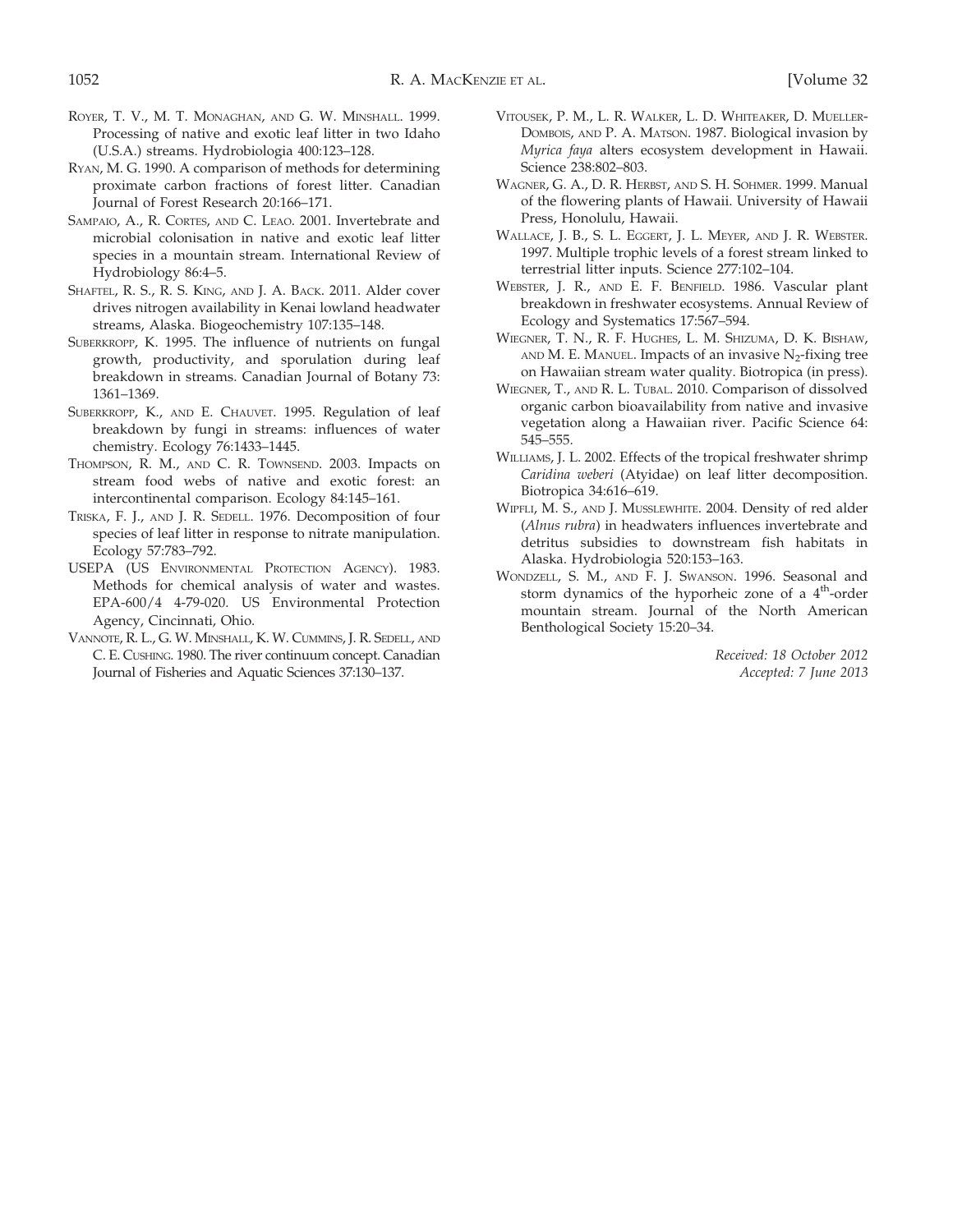Royer, T. V., M. T. Monaghan, and G. W. Minshall. 1999. Processing of native and exotic leaf litter in two Idaho (U.S.A.) streams. Hydrobiologia 400:123–128.

Ryan, M. G. 1990. A comparison of methods for determining proximate carbon fractions of forest litter. Canadian Journal of Forest Research 20:166–171.

Sampaio, A., R. Cortes, and C. Leao. 2001. Invertebrate and microbial colonisation in native and exotic leaf litter species in a mountain stream. International Review of Hydrobiology 86:4–5.

Shaftel, R. S., R. S. King, and J. A. Back. 2011. Alder cover drives nitrogen availability in Kenai lowland headwater streams, Alaska. Biogeochemistry 107:135–148.

Suberkropp, K. 1995. The influence of nutrients on fungal growth, productivity, and sporulation during leaf breakdown in streams. Canadian Journal of Botany 73: 1361–1369.

Suberkropp, K., and E. Chauvet. 1995. Regulation of leaf breakdown by fungi in streams: influences of water chemistry. Ecology 76:1433–1445.

Thompson, R. M., and C. R. Townsend. 2003. Impacts on stream food webs of native and exotic forest: an intercontinental comparison. Ecology 84:145–161.

Triska, F. J., and J. R. Sedell. 1976. Decomposition of four species of leaf litter in response to nitrate manipulation. Ecology 57:783–792.

USEPA (US Environmental Protection Agency). 1983. Methods for chemical analysis of water and wastes. EPA-600/4 4-79-020. US Environmental Protection Agency, Cincinnati, Ohio.

Vannote, R. L., G. W. Minshall, K. W. Cummins, J. R. Sedell, and C. E. Cushing. 1980. The river continuum concept. Canadian Journal of Fisheries and Aquatic Sciences 37:130–137.

Vitousek, P. M., L. R. Walker, L. D. Whiteaker, D. Mueller-Dombois, and P. A. Matson. 1987. Biological invasion by *Myrica faya* alters ecosystem development in Hawaii. Science 238:802–803.

Wagner, G. A., D. R. Herbst, and S. H. Sohmer. 1999. Manual of the flowering plants of Hawaii. University of Hawaii Press, Honolulu, Hawaii.

Wallace, J. B., S. L. Eggert, J. L. Meyer, and J. R. Webster. 1997. Multiple trophic levels of a forest stream linked to terrestrial litter inputs. Science 277:102–104.

Webster, J. R., and E. F. Benfield. 1986. Vascular plant breakdown in freshwater ecosystems. Annual Review of Ecology and Systematics 17:567–594.

Wiegner, T. N., R. F. Hughes, L. M. Shizuma, D. K. Bishaw, and M. E. Manuel. Impacts of an invasive $N_2$-fixing tree on Hawaiian stream water quality. Biotropica (in press).

Wiegner, T., and R. L. Tubal. 2010. Comparison of dissolved organic carbon bioavailability from native and invasive vegetation along a Hawaiian river. Pacific Science 64: 545–555.

Williams, J. L. 2002. Effects of the tropical freshwater shrimp *Caridina weberi* (Atyidae) on leaf litter decomposition. Biotropica 34:616–619.

Wipfli, M. S., and J. Musslewhite. 2004. Density of red alder (*Alnus rubra*) in headwaters influences invertebrate and detritus subsidies to downstream fish habitats in Alaska. Hydrobiologia 520:153–163.

Wondzell, S. M., and F. J. Swanson. 1996. Seasonal and storm dynamics of the hyporheic zone of a $4^{th}$-order mountain stream. Journal of the North American Benthological Society 15:20–34.

*Received: 18 October 2012*
*Accepted: 7 June 2013*